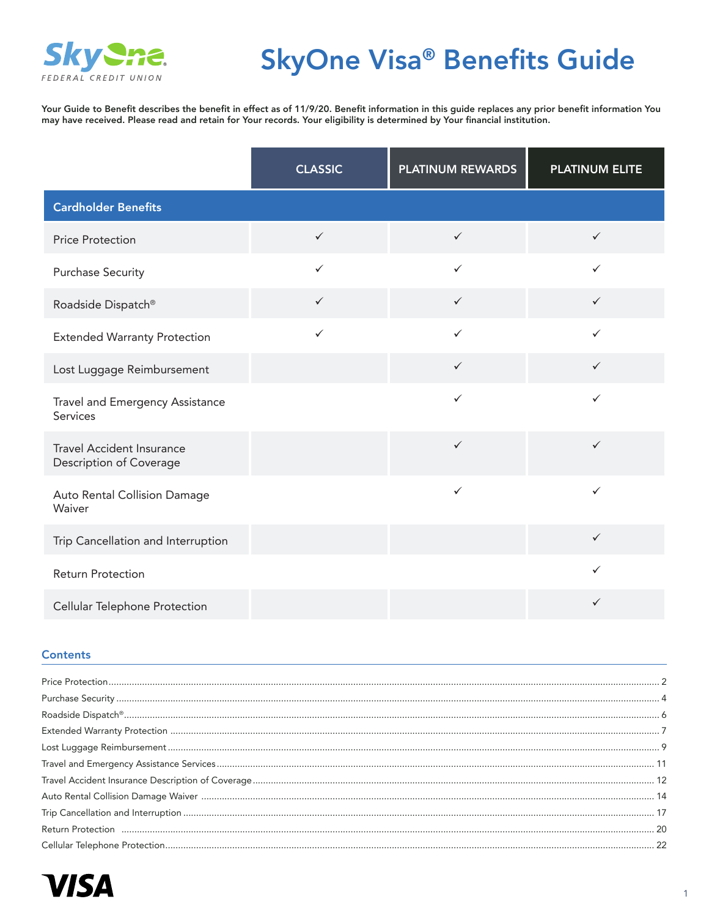SkyOne FEDERAL CREDIT UNION

# SkyOne Visa® Benefits Guide

**Your Guide to Benefit describes the benefit in effect as of 11/9/20. Benefit information in this guide replaces any prior benefit information You may have received. Please read and retain for Your records. Your eligibility is determined by Your financial institution.**

| | CLASSIC | PLATINUM REWARDS | PLATINUM ELITE |
|---|---|---|---|
| **Cardholder Benefits** | | | |
| Price Protection | ✓ | ✓ | ✓ |
| Purchase Security | ✓ | ✓ | ✓ |
| Roadside Dispatch® | ✓ | ✓ | ✓ |
| Extended Warranty Protection | ✓ | ✓ | ✓ |
| Lost Luggage Reimbursement | | ✓ | ✓ |
| Travel and Emergency Assistance Services | | ✓ | ✓ |
| Travel Accident Insurance Description of Coverage | | ✓ | ✓ |
| Auto Rental Collision Damage Waiver | | ✓ | ✓ |
| Trip Cancellation and Interruption | | | ✓ |
| Return Protection | | | ✓ |
| Cellular Telephone Protection | | | ✓ |

## Contents

- Price Protection ... 2
- Purchase Security ... 4
- Roadside Dispatch® ... 6
- Extended Warranty Protection ... 7
- Lost Luggage Reimbursement ... 9
- Travel and Emergency Assistance Services ... 11
- Travel Accident Insurance Description of Coverage ... 12
- Auto Rental Collision Damage Waiver ... 14
- Trip Cancellation and Interruption ... 17
- Return Protection ... 20
- Cellular Telephone Protection ... 22

VISA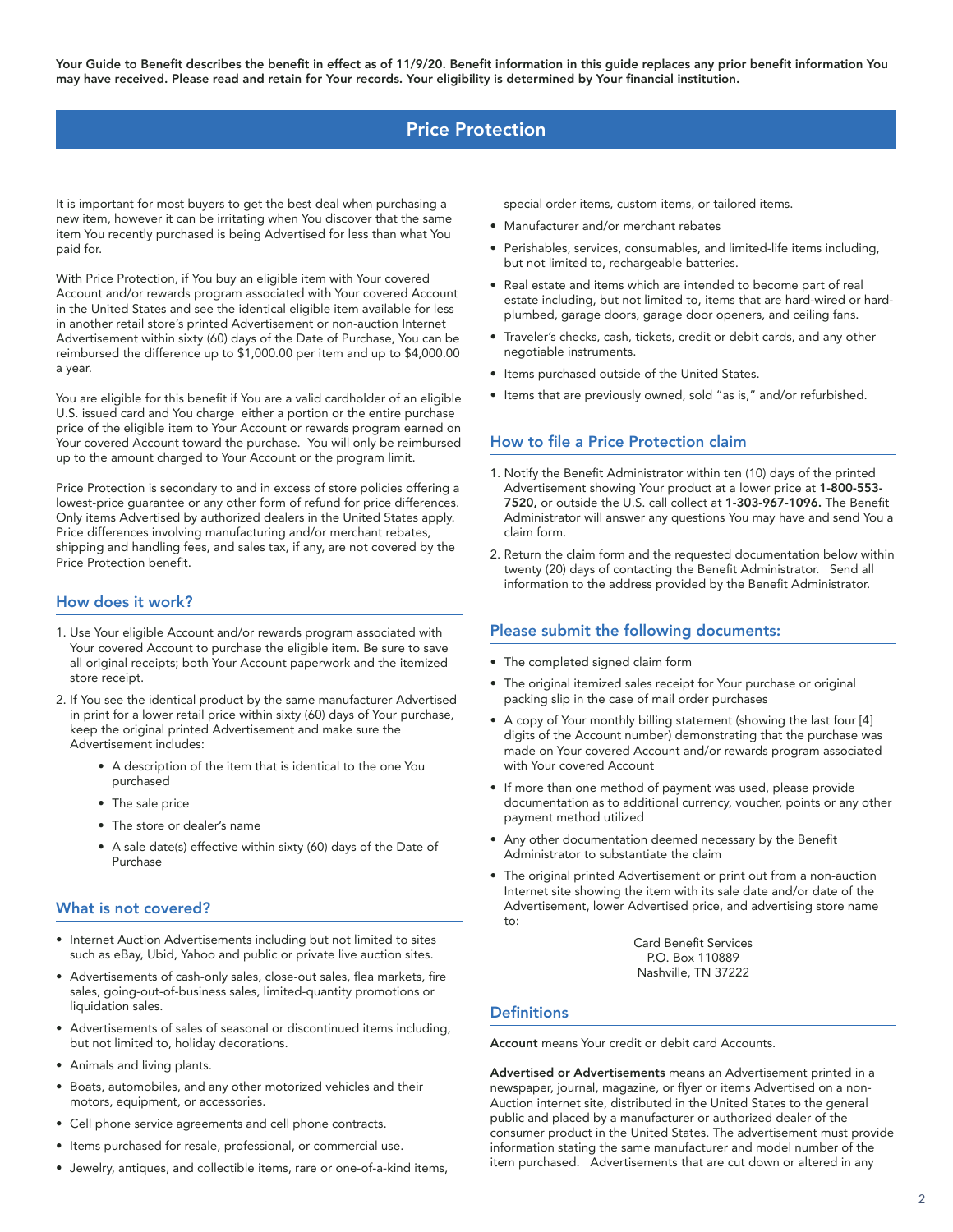**Your Guide to Benefit describes the benefit in effect as of 11/9/20. Benefit information in this guide replaces any prior benefit information You may have received. Please read and retain for Your records. Your eligibility is determined by Your financial institution.**

# Price Protection

It is important for most buyers to get the best deal when purchasing a new item, however it can be irritating when You discover that the same item You recently purchased is being Advertised for less than what You paid for.

With Price Protection, if You buy an eligible item with Your covered Account and/or rewards program associated with Your covered Account in the United States and see the identical eligible item available for less in another retail store's printed Advertisement or non-auction Internet Advertisement within sixty (60) days of the Date of Purchase, You can be reimbursed the difference up to $1,000.00 per item and up to $4,000.00 a year.

You are eligible for this benefit if You are a valid cardholder of an eligible U.S. issued card and You charge either a portion or the entire purchase price of the eligible item to Your Account or rewards program earned on Your covered Account toward the purchase. You will only be reimbursed up to the amount charged to Your Account or the program limit.

Price Protection is secondary to and in excess of store policies offering a lowest-price guarantee or any other form of refund for price differences. Only items Advertised by authorized dealers in the United States apply. Price differences involving manufacturing and/or merchant rebates, shipping and handling fees, and sales tax, if any, are not covered by the Price Protection benefit.

## How does it work?

1. Use Your eligible Account and/or rewards program associated with Your covered Account to purchase the eligible item. Be sure to save all original receipts; both Your Account paperwork and the itemized store receipt.
2. If You see the identical product by the same manufacturer Advertised in print for a lower retail price within sixty (60) days of Your purchase, keep the original printed Advertisement and make sure the Advertisement includes:
   - A description of the item that is identical to the one You purchased
   - The sale price
   - The store or dealer's name
   - A sale date(s) effective within sixty (60) days of the Date of Purchase

## What is not covered?

- Internet Auction Advertisements including but not limited to sites such as eBay, Ubid, Yahoo and public or private live auction sites.
- Advertisements of cash-only sales, close-out sales, flea markets, fire sales, going-out-of-business sales, limited-quantity promotions or liquidation sales.
- Advertisements of sales of seasonal or discontinued items including, but not limited to, holiday decorations.
- Animals and living plants.
- Boats, automobiles, and any other motorized vehicles and their motors, equipment, or accessories.
- Cell phone service agreements and cell phone contracts.
- Items purchased for resale, professional, or commercial use.
- Jewelry, antiques, and collectible items, rare or one-of-a-kind items, special order items, custom items, or tailored items.
- Manufacturer and/or merchant rebates
- Perishables, services, consumables, and limited-life items including, but not limited to, rechargeable batteries.
- Real estate and items which are intended to become part of real estate including, but not limited to, items that are hard-wired or hard-plumbed, garage doors, garage door openers, and ceiling fans.
- Traveler's checks, cash, tickets, credit or debit cards, and any other negotiable instruments.
- Items purchased outside of the United States.
- Items that are previously owned, sold "as is," and/or refurbished.

## How to file a Price Protection claim

1. Notify the Benefit Administrator within ten (10) days of the printed Advertisement showing Your product at a lower price at **1-800-553-7520,** or outside the U.S. call collect at **1-303-967-1096.** The Benefit Administrator will answer any questions You may have and send You a claim form.
2. Return the claim form and the requested documentation below within twenty (20) days of contacting the Benefit Administrator. Send all information to the address provided by the Benefit Administrator.

## Please submit the following documents:

- The completed signed claim form
- The original itemized sales receipt for Your purchase or original packing slip in the case of mail order purchases
- A copy of Your monthly billing statement (showing the last four [4] digits of the Account number) demonstrating that the purchase was made on Your covered Account and/or rewards program associated with Your covered Account
- If more than one method of payment was used, please provide documentation as to additional currency, voucher, points or any other payment method utilized
- Any other documentation deemed necessary by the Benefit Administrator to substantiate the claim
- The original printed Advertisement or print out from a non-auction Internet site showing the item with its sale date and/or date of the Advertisement, lower Advertised price, and advertising store name to:

Card Benefit Services
P.O. Box 110889
Nashville, TN 37222

## Definitions

**Account** means Your credit or debit card Accounts.

**Advertised or Advertisements** means an Advertisement printed in a newspaper, journal, magazine, or flyer or items Advertised on a non-Auction internet site, distributed in the United States to the general public and placed by a manufacturer or authorized dealer of the consumer product in the United States. The advertisement must provide information stating the same manufacturer and model number of the item purchased. Advertisements that are cut down or altered in any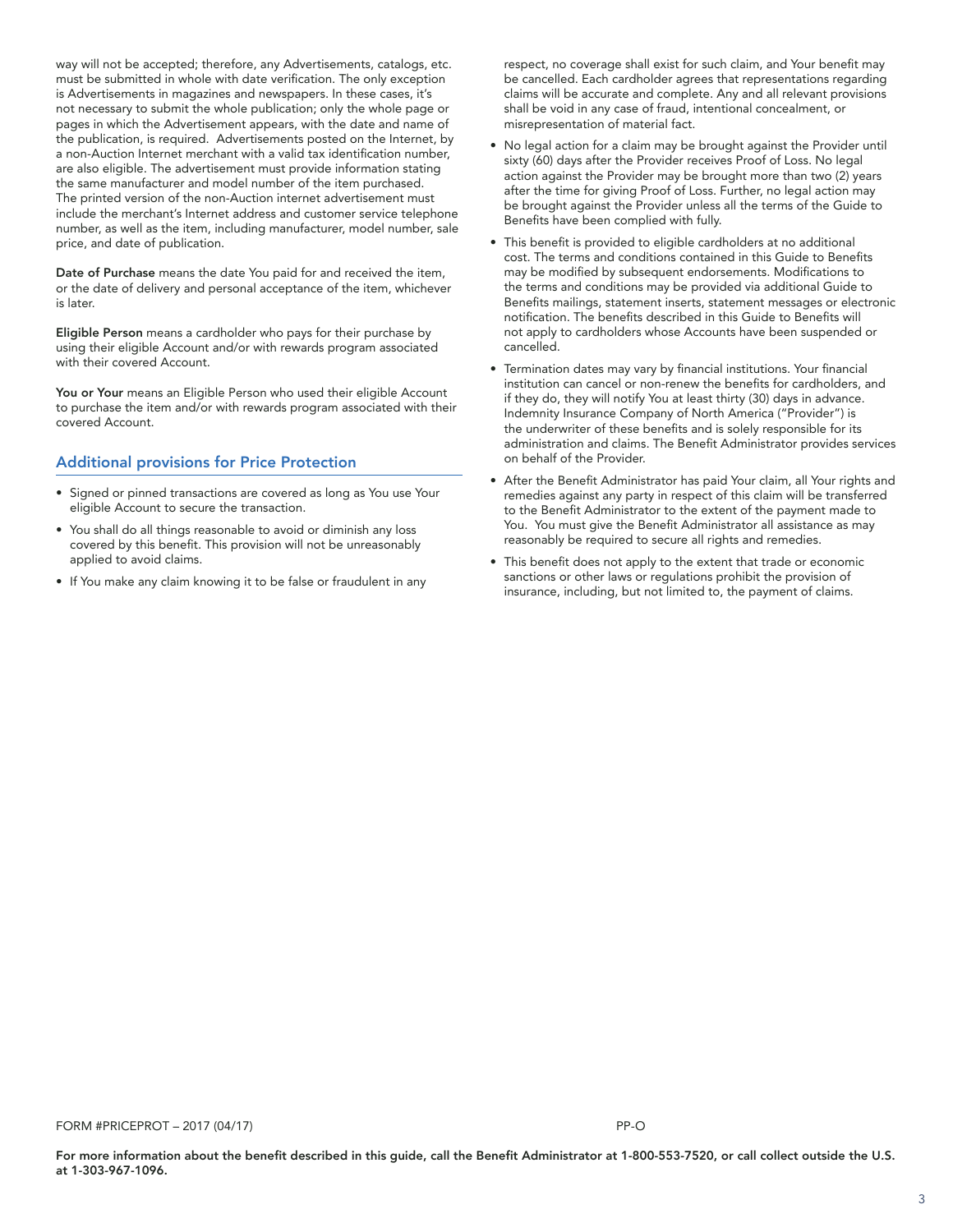way will not be accepted; therefore, any Advertisements, catalogs, etc. must be submitted in whole with date verification. The only exception is Advertisements in magazines and newspapers. In these cases, it's not necessary to submit the whole publication; only the whole page or pages in which the Advertisement appears, with the date and name of the publication, is required. Advertisements posted on the Internet, by a non-Auction Internet merchant with a valid tax identification number, are also eligible. The advertisement must provide information stating the same manufacturer and model number of the item purchased. The printed version of the non-Auction internet advertisement must include the merchant's Internet address and customer service telephone number, as well as the item, including manufacturer, model number, sale price, and date of publication.

**Date of Purchase** means the date You paid for and received the item, or the date of delivery and personal acceptance of the item, whichever is later.

**Eligible Person** means a cardholder who pays for their purchase by using their eligible Account and/or with rewards program associated with their covered Account.

**You or Your** means an Eligible Person who used their eligible Account to purchase the item and/or with rewards program associated with their covered Account.

## Additional provisions for Price Protection

- Signed or pinned transactions are covered as long as You use Your eligible Account to secure the transaction.
- You shall do all things reasonable to avoid or diminish any loss covered by this benefit. This provision will not be unreasonably applied to avoid claims.
- If You make any claim knowing it to be false or fraudulent in any respect, no coverage shall exist for such claim, and Your benefit may be cancelled. Each cardholder agrees that representations regarding claims will be accurate and complete. Any and all relevant provisions shall be void in any case of fraud, intentional concealment, or misrepresentation of material fact.
- No legal action for a claim may be brought against the Provider until sixty (60) days after the Provider receives Proof of Loss. No legal action against the Provider may be brought more than two (2) years after the time for giving Proof of Loss. Further, no legal action may be brought against the Provider unless all the terms of the Guide to Benefits have been complied with fully.
- This benefit is provided to eligible cardholders at no additional cost. The terms and conditions contained in this Guide to Benefits may be modified by subsequent endorsements. Modifications to the terms and conditions may be provided via additional Guide to Benefits mailings, statement inserts, statement messages or electronic notification. The benefits described in this Guide to Benefits will not apply to cardholders whose Accounts have been suspended or cancelled.
- Termination dates may vary by financial institutions. Your financial institution can cancel or non-renew the benefits for cardholders, and if they do, they will notify You at least thirty (30) days in advance. Indemnity Insurance Company of North America ("Provider") is the underwriter of these benefits and is solely responsible for its administration and claims. The Benefit Administrator provides services on behalf of the Provider.
- After the Benefit Administrator has paid Your claim, all Your rights and remedies against any party in respect of this claim will be transferred to the Benefit Administrator to the extent of the payment made to You. You must give the Benefit Administrator all assistance as may reasonably be required to secure all rights and remedies.
- This benefit does not apply to the extent that trade or economic sanctions or other laws or regulations prohibit the provision of insurance, including, but not limited to, the payment of claims.

FORM #PRICEPROT – 2017 (04/17) PP-O

**For more information about the benefit described in this guide, call the Benefit Administrator at 1-800-553-7520, or call collect outside the U.S. at 1-303-967-1096.**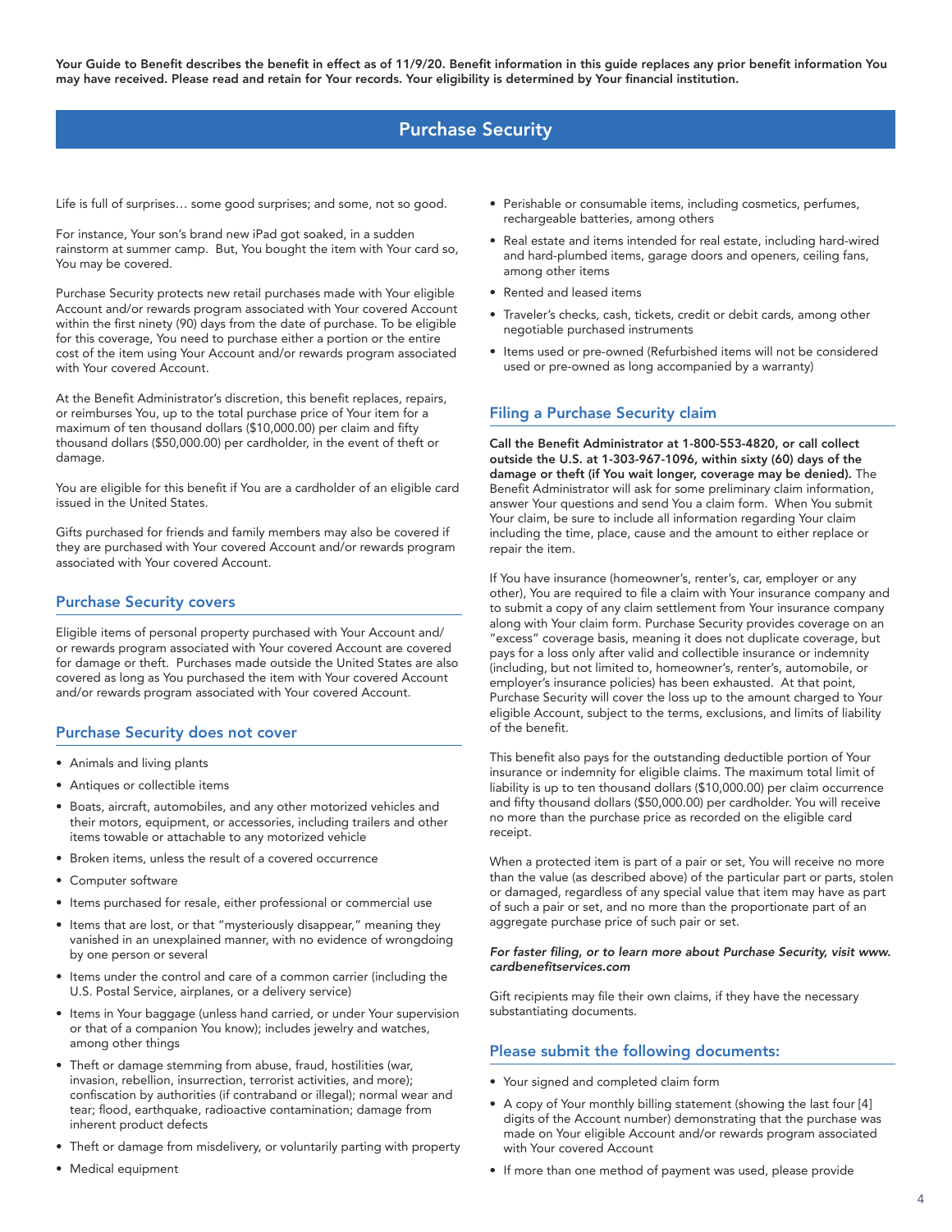**Your Guide to Benefit describes the benefit in effect as of 11/9/20. Benefit information in this guide replaces any prior benefit information You may have received. Please read and retain for Your records. Your eligibility is determined by Your financial institution.**

# Purchase Security

Life is full of surprises… some good surprises; and some, not so good.

For instance, Your son's brand new iPad got soaked, in a sudden rainstorm at summer camp. But, You bought the item with Your card so, You may be covered.

Purchase Security protects new retail purchases made with Your eligible Account and/or rewards program associated with Your covered Account within the first ninety (90) days from the date of purchase. To be eligible for this coverage, You need to purchase either a portion or the entire cost of the item using Your Account and/or rewards program associated with Your covered Account.

At the Benefit Administrator's discretion, this benefit replaces, repairs, or reimburses You, up to the total purchase price of Your item for a maximum of ten thousand dollars ($10,000.00) per claim and fifty thousand dollars ($50,000.00) per cardholder, in the event of theft or damage.

You are eligible for this benefit if You are a cardholder of an eligible card issued in the United States.

Gifts purchased for friends and family members may also be covered if they are purchased with Your covered Account and/or rewards program associated with Your covered Account.

## Purchase Security covers

Eligible items of personal property purchased with Your Account and/ or rewards program associated with Your covered Account are covered for damage or theft. Purchases made outside the United States are also covered as long as You purchased the item with Your covered Account and/or rewards program associated with Your covered Account.

## Purchase Security does not cover

- Animals and living plants
- Antiques or collectible items
- Boats, aircraft, automobiles, and any other motorized vehicles and their motors, equipment, or accessories, including trailers and other items towable or attachable to any motorized vehicle
- Broken items, unless the result of a covered occurrence
- Computer software
- Items purchased for resale, either professional or commercial use
- Items that are lost, or that "mysteriously disappear," meaning they vanished in an unexplained manner, with no evidence of wrongdoing by one person or several
- Items under the control and care of a common carrier (including the U.S. Postal Service, airplanes, or a delivery service)
- Items in Your baggage (unless hand carried, or under Your supervision or that of a companion You know); includes jewelry and watches, among other things
- Theft or damage stemming from abuse, fraud, hostilities (war, invasion, rebellion, insurrection, terrorist activities, and more); confiscation by authorities (if contraband or illegal); normal wear and tear; flood, earthquake, radioactive contamination; damage from inherent product defects
- Theft or damage from misdelivery, or voluntarily parting with property
- Medical equipment
- Perishable or consumable items, including cosmetics, perfumes, rechargeable batteries, among others
- Real estate and items intended for real estate, including hard-wired and hard-plumbed items, garage doors and openers, ceiling fans, among other items
- Rented and leased items
- Traveler's checks, cash, tickets, credit or debit cards, among other negotiable purchased instruments
- Items used or pre-owned (Refurbished items will not be considered used or pre-owned as long accompanied by a warranty)

## Filing a Purchase Security claim

**Call the Benefit Administrator at 1-800-553-4820, or call collect outside the U.S. at 1-303-967-1096, within sixty (60) days of the damage or theft (if You wait longer, coverage may be denied).** The Benefit Administrator will ask for some preliminary claim information, answer Your questions and send You a claim form. When You submit Your claim, be sure to include all information regarding Your claim including the time, place, cause and the amount to either replace or repair the item.

If You have insurance (homeowner's, renter's, car, employer or any other), You are required to file a claim with Your insurance company and to submit a copy of any claim settlement from Your insurance company along with Your claim form. Purchase Security provides coverage on an "excess" coverage basis, meaning it does not duplicate coverage, but pays for a loss only after valid and collectible insurance or indemnity (including, but not limited to, homeowner's, renter's, automobile, or employer's insurance policies) has been exhausted. At that point, Purchase Security will cover the loss up to the amount charged to Your eligible Account, subject to the terms, exclusions, and limits of liability of the benefit.

This benefit also pays for the outstanding deductible portion of Your insurance or indemnity for eligible claims. The maximum total limit of liability is up to ten thousand dollars ($10,000.00) per claim occurrence and fifty thousand dollars ($50,000.00) per cardholder. You will receive no more than the purchase price as recorded on the eligible card receipt.

When a protected item is part of a pair or set, You will receive no more than the value (as described above) of the particular part or parts, stolen or damaged, regardless of any special value that item may have as part of such a pair or set, and no more than the proportionate part of an aggregate purchase price of such pair or set.

***For faster filing, or to learn more about Purchase Security, visit www.cardbenefitservices.com***

Gift recipients may file their own claims, if they have the necessary substantiating documents.

## Please submit the following documents:

- Your signed and completed claim form
- A copy of Your monthly billing statement (showing the last four [4] digits of the Account number) demonstrating that the purchase was made on Your eligible Account and/or rewards program associated with Your covered Account
- If more than one method of payment was used, please provide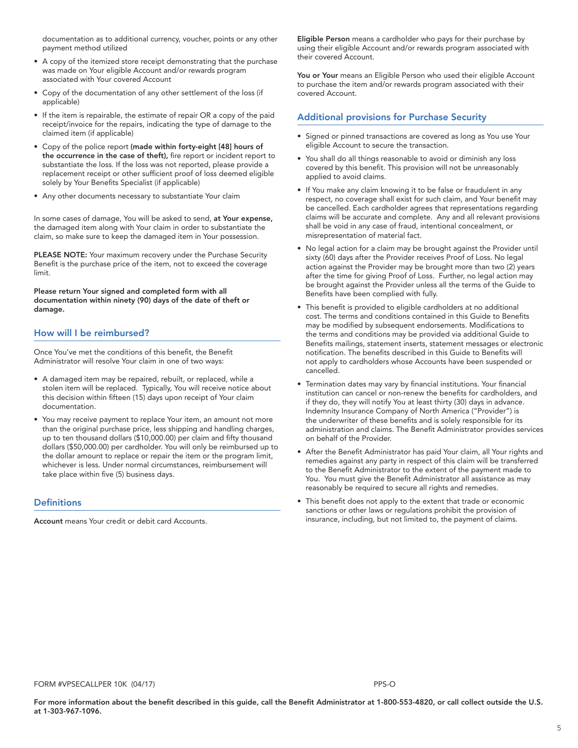documentation as to additional currency, voucher, points or any other payment method utilized

- A copy of the itemized store receipt demonstrating that the purchase was made on Your eligible Account and/or rewards program associated with Your covered Account
- Copy of the documentation of any other settlement of the loss (if applicable)
- If the item is repairable, the estimate of repair OR a copy of the paid receipt/invoice for the repairs, indicating the type of damage to the claimed item (if applicable)
- Copy of the police report **(made within forty-eight [48] hours of the occurrence in the case of theft),** fire report or incident report to substantiate the loss. If the loss was not reported, please provide a replacement receipt or other sufficient proof of loss deemed eligible solely by Your Benefits Specialist (if applicable)
- Any other documents necessary to substantiate Your claim

In some cases of damage, You will be asked to send, **at Your expense,** the damaged item along with Your claim in order to substantiate the claim, so make sure to keep the damaged item in Your possession.

**PLEASE NOTE:** Your maximum recovery under the Purchase Security Benefit is the purchase price of the item, not to exceed the coverage limit.

**Please return Your signed and completed form with all documentation within ninety (90) days of the date of theft or damage.**

## How will I be reimbursed?

Once You've met the conditions of this benefit, the Benefit Administrator will resolve Your claim in one of two ways:

- A damaged item may be repaired, rebuilt, or replaced, while a stolen item will be replaced. Typically, You will receive notice about this decision within fifteen (15) days upon receipt of Your claim documentation.
- You may receive payment to replace Your item, an amount not more than the original purchase price, less shipping and handling charges, up to ten thousand dollars ($10,000.00) per claim and fifty thousand dollars ($50,000.00) per cardholder. You will only be reimbursed up to the dollar amount to replace or repair the item or the program limit, whichever is less. Under normal circumstances, reimbursement will take place within five (5) business days.

## Definitions

**Account** means Your credit or debit card Accounts.

**Eligible Person** means a cardholder who pays for their purchase by using their eligible Account and/or rewards program associated with their covered Account.

**You or Your** means an Eligible Person who used their eligible Account to purchase the item and/or rewards program associated with their covered Account.

## Additional provisions for Purchase Security

- Signed or pinned transactions are covered as long as You use Your eligible Account to secure the transaction.
- You shall do all things reasonable to avoid or diminish any loss covered by this benefit. This provision will not be unreasonably applied to avoid claims.
- If You make any claim knowing it to be false or fraudulent in any respect, no coverage shall exist for such claim, and Your benefit may be cancelled. Each cardholder agrees that representations regarding claims will be accurate and complete. Any and all relevant provisions shall be void in any case of fraud, intentional concealment, or misrepresentation of material fact.
- No legal action for a claim may be brought against the Provider until sixty (60) days after the Provider receives Proof of Loss. No legal action against the Provider may be brought more than two (2) years after the time for giving Proof of Loss. Further, no legal action may be brought against the Provider unless all the terms of the Guide to Benefits have been complied with fully.
- This benefit is provided to eligible cardholders at no additional cost. The terms and conditions contained in this Guide to Benefits may be modified by subsequent endorsements. Modifications to the terms and conditions may be provided via additional Guide to Benefits mailings, statement inserts, statement messages or electronic notification. The benefits described in this Guide to Benefits will not apply to cardholders whose Accounts have been suspended or cancelled.
- Termination dates may vary by financial institutions. Your financial institution can cancel or non-renew the benefits for cardholders, and if they do, they will notify You at least thirty (30) days in advance. Indemnity Insurance Company of North America ("Provider") is the underwriter of these benefits and is solely responsible for its administration and claims. The Benefit Administrator provides services on behalf of the Provider.
- After the Benefit Administrator has paid Your claim, all Your rights and remedies against any party in respect of this claim will be transferred to the Benefit Administrator to the extent of the payment made to You. You must give the Benefit Administrator all assistance as may reasonably be required to secure all rights and remedies.
- This benefit does not apply to the extent that trade or economic sanctions or other laws or regulations prohibit the provision of insurance, including, but not limited to, the payment of claims.

FORM #VPSECALLPER 10K (04/17) PPS-O

**For more information about the benefit described in this guide, call the Benefit Administrator at 1-800-553-4820, or call collect outside the U.S. at 1-303-967-1096.**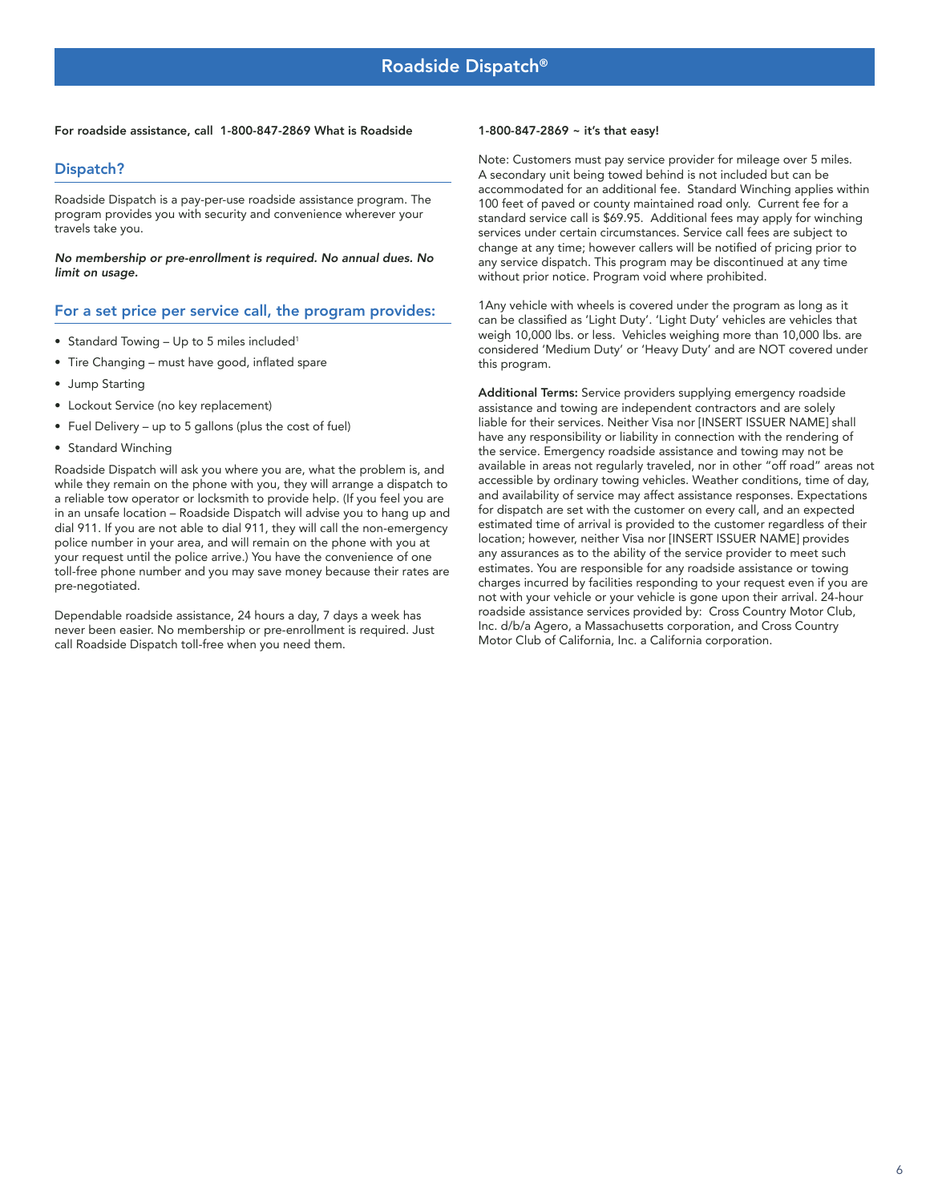# Roadside Dispatch®

**For roadside assistance, call 1-800-847-2869 What is Roadside**

## Dispatch?

Roadside Dispatch is a pay-per-use roadside assistance program. The program provides you with security and convenience wherever your travels take you.

***No membership or pre-enrollment is required. No annual dues. No limit on usage.***

## For a set price per service call, the program provides:

- Standard Towing – Up to 5 miles included[1]
- Tire Changing – must have good, inflated spare
- Jump Starting
- Lockout Service (no key replacement)
- Fuel Delivery – up to 5 gallons (plus the cost of fuel)
- Standard Winching

Roadside Dispatch will ask you where you are, what the problem is, and while they remain on the phone with you, they will arrange a dispatch to a reliable tow operator or locksmith to provide help. (If you feel you are in an unsafe location – Roadside Dispatch will advise you to hang up and dial 911. If you are not able to dial 911, they will call the non-emergency police number in your area, and will remain on the phone with you at your request until the police arrive.) You have the convenience of one toll-free phone number and you may save money because their rates are pre-negotiated.

Dependable roadside assistance, 24 hours a day, 7 days a week has never been easier. No membership or pre-enrollment is required. Just call Roadside Dispatch toll-free when you need them.

**1-800-847-2869 ~ it's that easy!**

Note: Customers must pay service provider for mileage over 5 miles. A secondary unit being towed behind is not included but can be accommodated for an additional fee. Standard Winching applies within 100 feet of paved or county maintained road only. Current fee for a standard service call is $69.95. Additional fees may apply for winching services under certain circumstances. Service call fees are subject to change at any time; however callers will be notified of pricing prior to any service dispatch. This program may be discontinued at any time without prior notice. Program void where prohibited.

1Any vehicle with wheels is covered under the program as long as it can be classified as 'Light Duty'. 'Light Duty' vehicles are vehicles that weigh 10,000 lbs. or less. Vehicles weighing more than 10,000 lbs. are considered 'Medium Duty' or 'Heavy Duty' and are NOT covered under this program.

**Additional Terms:** Service providers supplying emergency roadside assistance and towing are independent contractors and are solely liable for their services. Neither Visa nor [INSERT ISSUER NAME] shall have any responsibility or liability in connection with the rendering of the service. Emergency roadside assistance and towing may not be available in areas not regularly traveled, nor in other "off road" areas not accessible by ordinary towing vehicles. Weather conditions, time of day, and availability of service may affect assistance responses. Expectations for dispatch are set with the customer on every call, and an expected estimated time of arrival is provided to the customer regardless of their location; however, neither Visa nor [INSERT ISSUER NAME] provides any assurances as to the ability of the service provider to meet such estimates. You are responsible for any roadside assistance or towing charges incurred by facilities responding to your request even if you are not with your vehicle or your vehicle is gone upon their arrival. 24-hour roadside assistance services provided by: Cross Country Motor Club, Inc. d/b/a Agero, a Massachusetts corporation, and Cross Country Motor Club of California, Inc. a California corporation.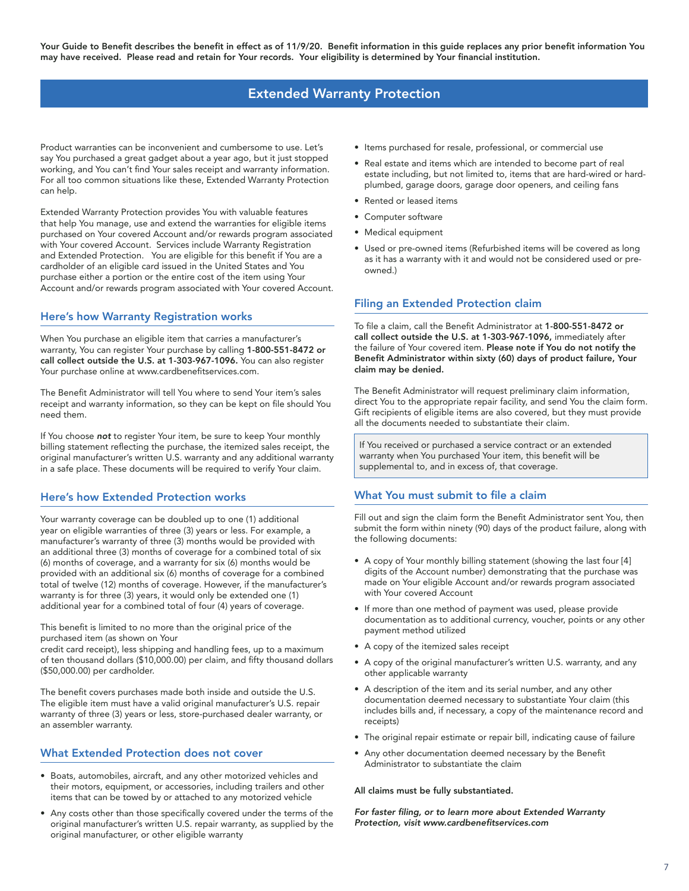**Your Guide to Benefit describes the benefit in effect as of 11/9/20. Benefit information in this guide replaces any prior benefit information You may have received. Please read and retain for Your records. Your eligibility is determined by Your financial institution.**

# Extended Warranty Protection

Product warranties can be inconvenient and cumbersome to use. Let's say You purchased a great gadget about a year ago, but it just stopped working, and You can't find Your sales receipt and warranty information. For all too common situations like these, Extended Warranty Protection can help.

Extended Warranty Protection provides You with valuable features that help You manage, use and extend the warranties for eligible items purchased on Your covered Account and/or rewards program associated with Your covered Account. Services include Warranty Registration and Extended Protection. You are eligible for this benefit if You are a cardholder of an eligible card issued in the United States and You purchase either a portion or the entire cost of the item using Your Account and/or rewards program associated with Your covered Account.

## Here's how Warranty Registration works

When You purchase an eligible item that carries a manufacturer's warranty, You can register Your purchase by calling **1-800-551-8472 or call collect outside the U.S. at 1-303-967-1096.** You can also register Your purchase online at www.cardbenefitservices.com.

The Benefit Administrator will tell You where to send Your item's sales receipt and warranty information, so they can be kept on file should You need them.

If You choose ***not*** to register Your item, be sure to keep Your monthly billing statement reflecting the purchase, the itemized sales receipt, the original manufacturer's written U.S. warranty and any additional warranty in a safe place. These documents will be required to verify Your claim.

## Here's how Extended Protection works

Your warranty coverage can be doubled up to one (1) additional year on eligible warranties of three (3) years or less. For example, a manufacturer's warranty of three (3) months would be provided with an additional three (3) months of coverage for a combined total of six (6) months of coverage, and a warranty for six (6) months would be provided with an additional six (6) months of coverage for a combined total of twelve (12) months of coverage. However, if the manufacturer's warranty is for three (3) years, it would only be extended one (1) additional year for a combined total of four (4) years of coverage.

This benefit is limited to no more than the original price of the purchased item (as shown on Your credit card receipt), less shipping and handling fees, up to a maximum of ten thousand dollars ($10,000.00) per claim, and fifty thousand dollars ($50,000.00) per cardholder.

The benefit covers purchases made both inside and outside the U.S. The eligible item must have a valid original manufacturer's U.S. repair warranty of three (3) years or less, store-purchased dealer warranty, or an assembler warranty.

## What Extended Protection does not cover

- Boats, automobiles, aircraft, and any other motorized vehicles and their motors, equipment, or accessories, including trailers and other items that can be towed by or attached to any motorized vehicle
- Any costs other than those specifically covered under the terms of the original manufacturer's written U.S. repair warranty, as supplied by the original manufacturer, or other eligible warranty
- Items purchased for resale, professional, or commercial use
- Real estate and items which are intended to become part of real estate including, but not limited to, items that are hard-wired or hard-plumbed, garage doors, garage door openers, and ceiling fans
- Rented or leased items
- Computer software
- Medical equipment
- Used or pre-owned items (Refurbished items will be covered as long as it has a warranty with it and would not be considered used or pre-owned.)

## Filing an Extended Protection claim

To file a claim, call the Benefit Administrator at **1-800-551-8472 or call collect outside the U.S. at 1-303-967-1096,** immediately after the failure of Your covered item. **Please note if You do not notify the Benefit Administrator within sixty (60) days of product failure, Your claim may be denied.**

The Benefit Administrator will request preliminary claim information, direct You to the appropriate repair facility, and send You the claim form. Gift recipients of eligible items are also covered, but they must provide all the documents needed to substantiate their claim.

If You received or purchased a service contract or an extended warranty when You purchased Your item, this benefit will be supplemental to, and in excess of, that coverage.

## What You must submit to file a claim

Fill out and sign the claim form the Benefit Administrator sent You, then submit the form within ninety (90) days of the product failure, along with the following documents:

- A copy of Your monthly billing statement (showing the last four [4] digits of the Account number) demonstrating that the purchase was made on Your eligible Account and/or rewards program associated with Your covered Account
- If more than one method of payment was used, please provide documentation as to additional currency, voucher, points or any other payment method utilized
- A copy of the itemized sales receipt
- A copy of the original manufacturer's written U.S. warranty, and any other applicable warranty
- A description of the item and its serial number, and any other documentation deemed necessary to substantiate Your claim (this includes bills and, if necessary, a copy of the maintenance record and receipts)
- The original repair estimate or repair bill, indicating cause of failure
- Any other documentation deemed necessary by the Benefit Administrator to substantiate the claim

**All claims must be fully substantiated.**

***For faster filing, or to learn more about Extended Warranty Protection, visit www.cardbenefitservices.com***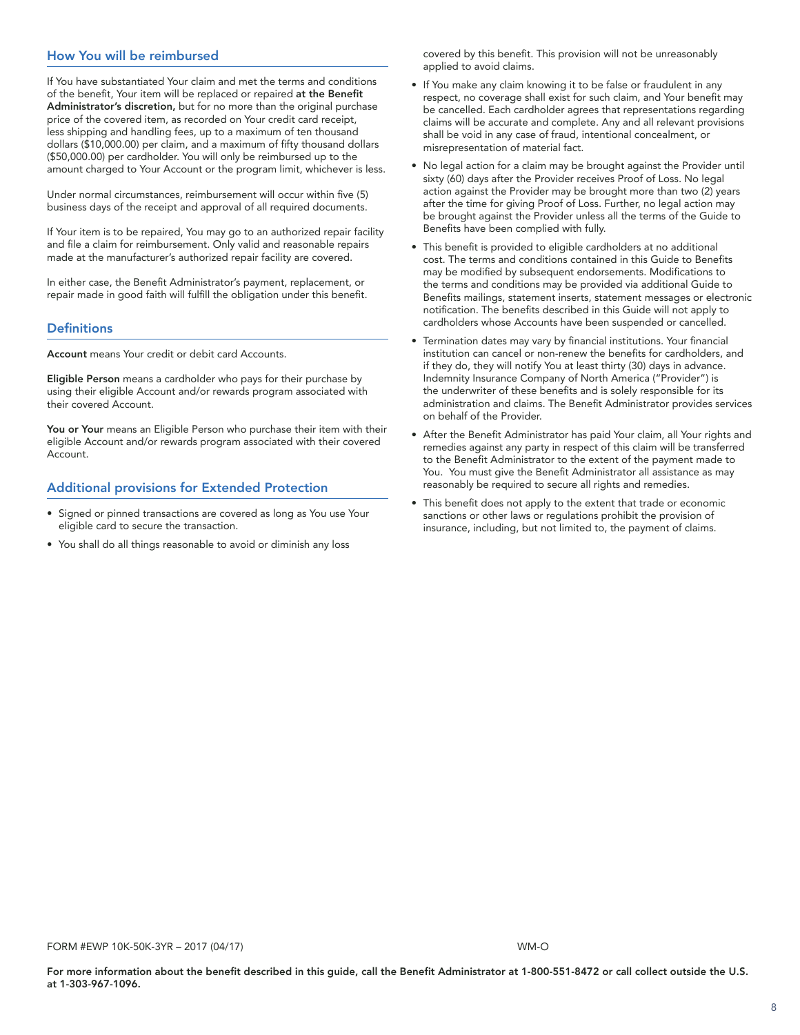## How You will be reimbursed

If You have substantiated Your claim and met the terms and conditions of the benefit, Your item will be replaced or repaired **at the Benefit Administrator's discretion,** but for no more than the original purchase price of the covered item, as recorded on Your credit card receipt, less shipping and handling fees, up to a maximum of ten thousand dollars ($10,000.00) per claim, and a maximum of fifty thousand dollars ($50,000.00) per cardholder. You will only be reimbursed up to the amount charged to Your Account or the program limit, whichever is less.

Under normal circumstances, reimbursement will occur within five (5) business days of the receipt and approval of all required documents.

If Your item is to be repaired, You may go to an authorized repair facility and file a claim for reimbursement. Only valid and reasonable repairs made at the manufacturer's authorized repair facility are covered.

In either case, the Benefit Administrator's payment, replacement, or repair made in good faith will fulfill the obligation under this benefit.

## Definitions

**Account** means Your credit or debit card Accounts.

**Eligible Person** means a cardholder who pays for their purchase by using their eligible Account and/or rewards program associated with their covered Account.

**You or Your** means an Eligible Person who purchase their item with their eligible Account and/or rewards program associated with their covered Account.

## Additional provisions for Extended Protection

- Signed or pinned transactions are covered as long as You use Your eligible card to secure the transaction.
- You shall do all things reasonable to avoid or diminish any loss covered by this benefit. This provision will not be unreasonably applied to avoid claims.
- If You make any claim knowing it to be false or fraudulent in any respect, no coverage shall exist for such claim, and Your benefit may be cancelled. Each cardholder agrees that representations regarding claims will be accurate and complete. Any and all relevant provisions shall be void in any case of fraud, intentional concealment, or misrepresentation of material fact.
- No legal action for a claim may be brought against the Provider until sixty (60) days after the Provider receives Proof of Loss. No legal action against the Provider may be brought more than two (2) years after the time for giving Proof of Loss. Further, no legal action may be brought against the Provider unless all the terms of the Guide to Benefits have been complied with fully.
- This benefit is provided to eligible cardholders at no additional cost. The terms and conditions contained in this Guide to Benefits may be modified by subsequent endorsements. Modifications to the terms and conditions may be provided via additional Guide to Benefits mailings, statement inserts, statement messages or electronic notification. The benefits described in this Guide will not apply to cardholders whose Accounts have been suspended or cancelled.
- Termination dates may vary by financial institutions. Your financial institution can cancel or non-renew the benefits for cardholders, and if they do, they will notify You at least thirty (30) days in advance. Indemnity Insurance Company of North America ("Provider") is the underwriter of these benefits and is solely responsible for its administration and claims. The Benefit Administrator provides services on behalf of the Provider.
- After the Benefit Administrator has paid Your claim, all Your rights and remedies against any party in respect of this claim will be transferred to the Benefit Administrator to the extent of the payment made to You. You must give the Benefit Administrator all assistance as may reasonably be required to secure all rights and remedies.
- This benefit does not apply to the extent that trade or economic sanctions or other laws or regulations prohibit the provision of insurance, including, but not limited to, the payment of claims.

FORM #EWP 10K-50K-3YR – 2017 (04/17) WM-O

**For more information about the benefit described in this guide, call the Benefit Administrator at 1-800-551-8472 or call collect outside the U.S. at 1-303-967-1096.**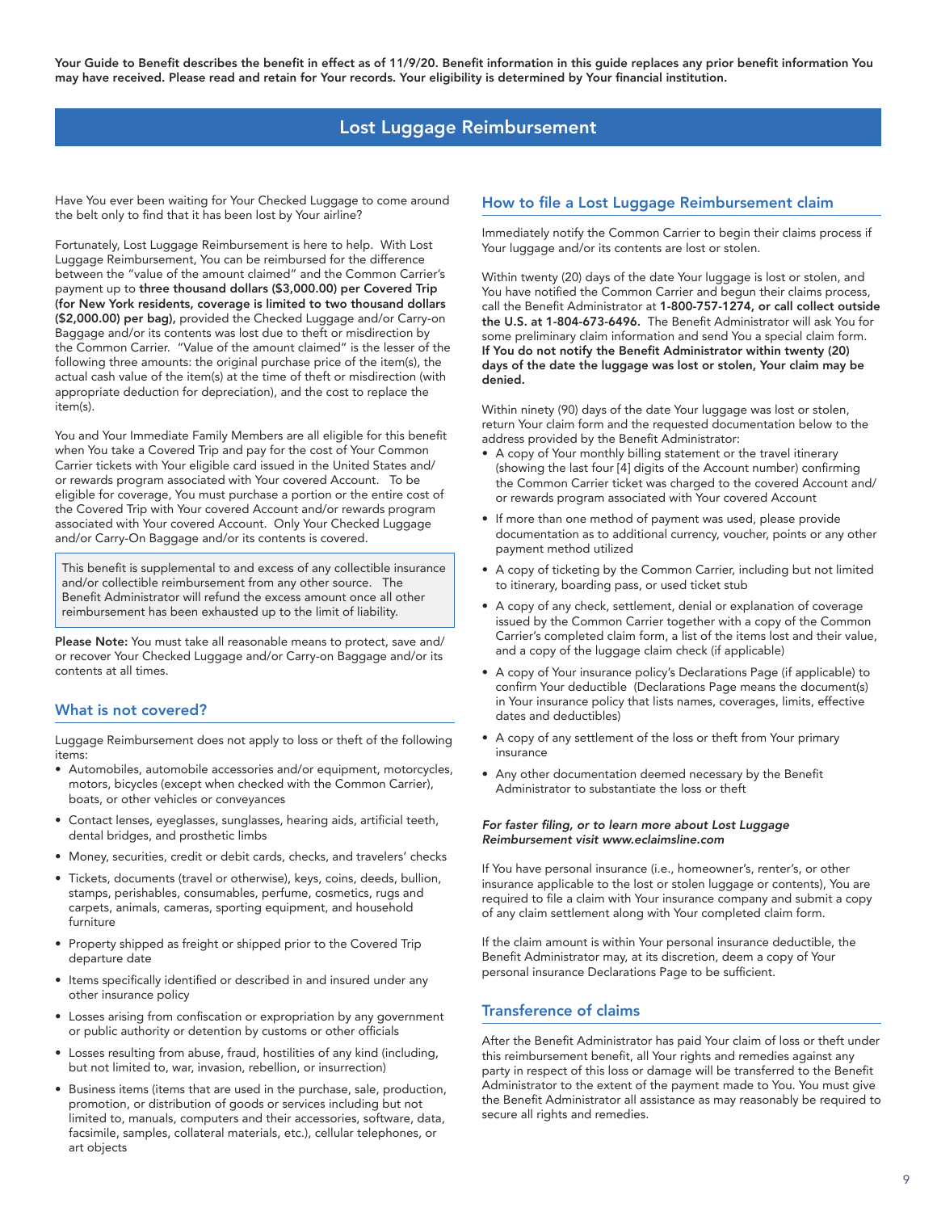**Your Guide to Benefit describes the benefit in effect as of 11/9/20. Benefit information in this guide replaces any prior benefit information You may have received. Please read and retain for Your records. Your eligibility is determined by Your financial institution.**

# Lost Luggage Reimbursement

Have You ever been waiting for Your Checked Luggage to come around the belt only to find that it has been lost by Your airline?

Fortunately, Lost Luggage Reimbursement is here to help. With Lost Luggage Reimbursement, You can be reimbursed for the difference between the "value of the amount claimed" and the Common Carrier's payment up to **three thousand dollars ($3,000.00) per Covered Trip (for New York residents, coverage is limited to two thousand dollars ($2,000.00) per bag),** provided the Checked Luggage and/or Carry-on Baggage and/or its contents was lost due to theft or misdirection by the Common Carrier. "Value of the amount claimed" is the lesser of the following three amounts: the original purchase price of the item(s), the actual cash value of the item(s) at the time of theft or misdirection (with appropriate deduction for depreciation), and the cost to replace the item(s).

You and Your Immediate Family Members are all eligible for this benefit when You take a Covered Trip and pay for the cost of Your Common Carrier tickets with Your eligible card issued in the United States and/or rewards program associated with Your covered Account. To be eligible for coverage, You must purchase a portion or the entire cost of the Covered Trip with Your covered Account and/or rewards program associated with Your covered Account. Only Your Checked Luggage and/or Carry-On Baggage and/or its contents is covered.

This benefit is supplemental to and excess of any collectible insurance and/or collectible reimbursement from any other source. The Benefit Administrator will refund the excess amount once all other reimbursement has been exhausted up to the limit of liability.

**Please Note:** You must take all reasonable means to protect, save and/or recover Your Checked Luggage and/or Carry-on Baggage and/or its contents at all times.

## What is not covered?

Luggage Reimbursement does not apply to loss or theft of the following items:

- Automobiles, automobile accessories and/or equipment, motorcycles, motors, bicycles (except when checked with the Common Carrier), boats, or other vehicles or conveyances
- Contact lenses, eyeglasses, sunglasses, hearing aids, artificial teeth, dental bridges, and prosthetic limbs
- Money, securities, credit or debit cards, checks, and travelers' checks
- Tickets, documents (travel or otherwise), keys, coins, deeds, bullion, stamps, perishables, consumables, perfume, cosmetics, rugs and carpets, animals, cameras, sporting equipment, and household furniture
- Property shipped as freight or shipped prior to the Covered Trip departure date
- Items specifically identified or described in and insured under any other insurance policy
- Losses arising from confiscation or expropriation by any government or public authority or detention by customs or other officials
- Losses resulting from abuse, fraud, hostilities of any kind (including, but not limited to, war, invasion, rebellion, or insurrection)
- Business items (items that are used in the purchase, sale, production, promotion, or distribution of goods or services including but not limited to, manuals, computers and their accessories, software, data, facsimile, samples, collateral materials, etc.), cellular telephones, or art objects

## How to file a Lost Luggage Reimbursement claim

Immediately notify the Common Carrier to begin their claims process if Your luggage and/or its contents are lost or stolen.

Within twenty (20) days of the date Your luggage is lost or stolen, and You have notified the Common Carrier and begun their claims process, call the Benefit Administrator at **1-800-757-1274, or call collect outside the U.S. at 1-804-673-6496.** The Benefit Administrator will ask You for some preliminary claim information and send You a special claim form. **If You do not notify the Benefit Administrator within twenty (20) days of the date the luggage was lost or stolen, Your claim may be denied.**

Within ninety (90) days of the date Your luggage was lost or stolen, return Your claim form and the requested documentation below to the address provided by the Benefit Administrator:

- A copy of Your monthly billing statement or the travel itinerary (showing the last four [4] digits of the Account number) confirming the Common Carrier ticket was charged to the covered Account and/or rewards program associated with Your covered Account
- If more than one method of payment was used, please provide documentation as to additional currency, voucher, points or any other payment method utilized
- A copy of ticketing by the Common Carrier, including but not limited to itinerary, boarding pass, or used ticket stub
- A copy of any check, settlement, denial or explanation of coverage issued by the Common Carrier together with a copy of the Common Carrier's completed claim form, a list of the items lost and their value, and a copy of the luggage claim check (if applicable)
- A copy of Your insurance policy's Declarations Page (if applicable) to confirm Your deductible (Declarations Page means the document(s) in Your insurance policy that lists names, coverages, limits, effective dates and deductibles)
- A copy of any settlement of the loss or theft from Your primary insurance
- Any other documentation deemed necessary by the Benefit Administrator to substantiate the loss or theft

***For faster filing, or to learn more about Lost Luggage Reimbursement visit www.eclaimsline.com***

If You have personal insurance (i.e., homeowner's, renter's, or other insurance applicable to the lost or stolen luggage or contents), You are required to file a claim with Your insurance company and submit a copy of any claim settlement along with Your completed claim form.

If the claim amount is within Your personal insurance deductible, the Benefit Administrator may, at its discretion, deem a copy of Your personal insurance Declarations Page to be sufficient.

## Transference of claims

After the Benefit Administrator has paid Your claim of loss or theft under this reimbursement benefit, all Your rights and remedies against any party in respect of this loss or damage will be transferred to the Benefit Administrator to the extent of the payment made to You. You must give the Benefit Administrator all assistance as may reasonably be required to secure all rights and remedies.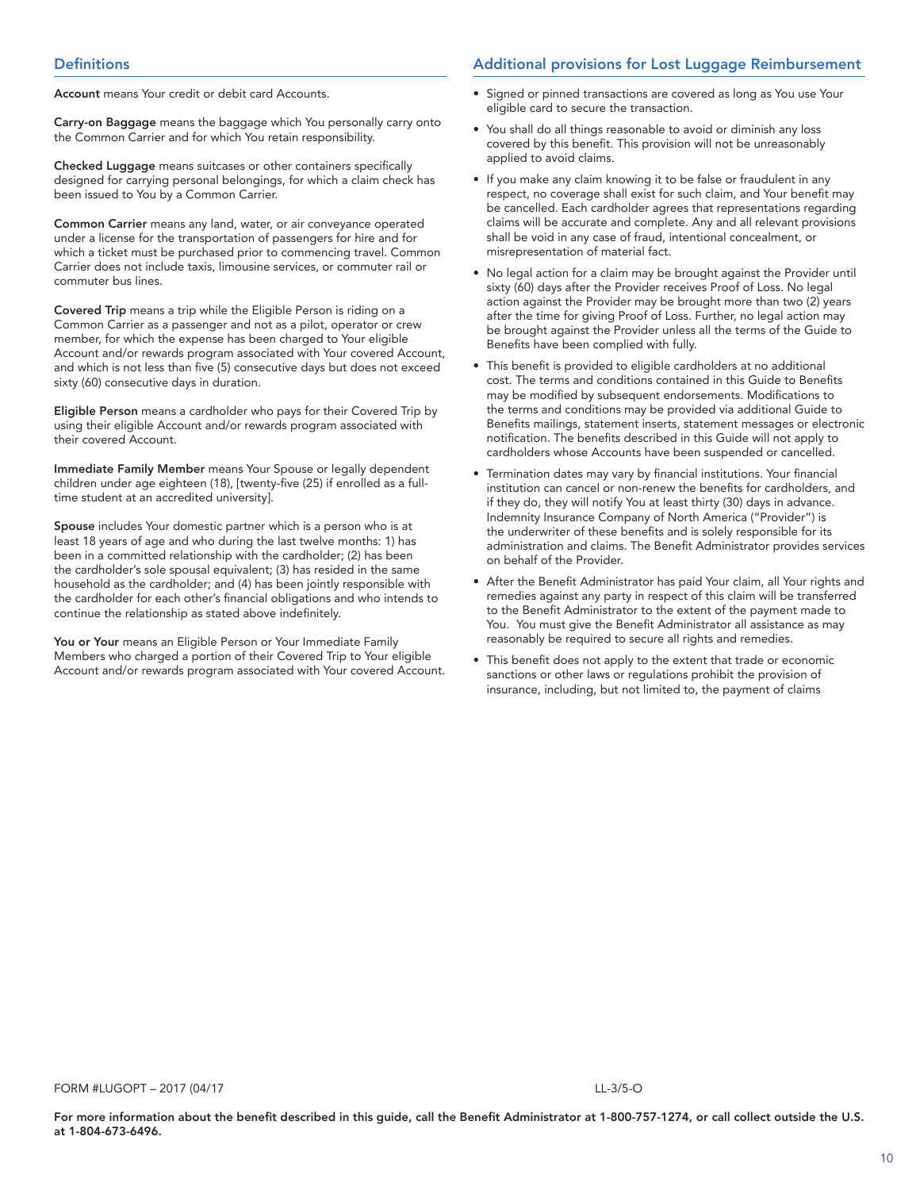## Definitions

**Account** means Your credit or debit card Accounts.

**Carry-on Baggage** means the baggage which You personally carry onto the Common Carrier and for which You retain responsibility.

**Checked Luggage** means suitcases or other containers specifically designed for carrying personal belongings, for which a claim check has been issued to You by a Common Carrier.

**Common Carrier** means any land, water, or air conveyance operated under a license for the transportation of passengers for hire and for which a ticket must be purchased prior to commencing travel. Common Carrier does not include taxis, limousine services, or commuter rail or commuter bus lines.

**Covered Trip** means a trip while the Eligible Person is riding on a Common Carrier as a passenger and not as a pilot, operator or crew member, for which the expense has been charged to Your eligible Account and/or rewards program associated with Your covered Account, and which is not less than five (5) consecutive days but does not exceed sixty (60) consecutive days in duration.

**Eligible Person** means a cardholder who pays for their Covered Trip by using their eligible Account and/or rewards program associated with their covered Account.

**Immediate Family Member** means Your Spouse or legally dependent children under age eighteen (18), [twenty-five (25) if enrolled as a full-time student at an accredited university].

**Spouse** includes Your domestic partner which is a person who is at least 18 years of age and who during the last twelve months: 1) has been in a committed relationship with the cardholder; (2) has been the cardholder's sole spousal equivalent; (3) has resided in the same household as the cardholder; and (4) has been jointly responsible with the cardholder for each other's financial obligations and who intends to continue the relationship as stated above indefinitely.

**You or Your** means an Eligible Person or Your Immediate Family Members who charged a portion of their Covered Trip to Your eligible Account and/or rewards program associated with Your covered Account.

## Additional provisions for Lost Luggage Reimbursement

- Signed or pinned transactions are covered as long as You use Your eligible card to secure the transaction.
- You shall do all things reasonable to avoid or diminish any loss covered by this benefit. This provision will not be unreasonably applied to avoid claims.
- If you make any claim knowing it to be false or fraudulent in any respect, no coverage shall exist for such claim, and Your benefit may be cancelled. Each cardholder agrees that representations regarding claims will be accurate and complete. Any and all relevant provisions shall be void in any case of fraud, intentional concealment, or misrepresentation of material fact.
- No legal action for a claim may be brought against the Provider until sixty (60) days after the Provider receives Proof of Loss. No legal action against the Provider may be brought more than two (2) years after the time for giving Proof of Loss. Further, no legal action may be brought against the Provider unless all the terms of the Guide to Benefits have been complied with fully.
- This benefit is provided to eligible cardholders at no additional cost. The terms and conditions contained in this Guide to Benefits may be modified by subsequent endorsements. Modifications to the terms and conditions may be provided via additional Guide to Benefits mailings, statement inserts, statement messages or electronic notification. The benefits described in this Guide will not apply to cardholders whose Accounts have been suspended or cancelled.
- Termination dates may vary by financial institutions. Your financial institution can cancel or non-renew the benefits for cardholders, and if they do, they will notify You at least thirty (30) days in advance. Indemnity Insurance Company of North America ("Provider") is the underwriter of these benefits and is solely responsible for its administration and claims. The Benefit Administrator provides services on behalf of the Provider.
- After the Benefit Administrator has paid Your claim, all Your rights and remedies against any party in respect of this claim will be transferred to the Benefit Administrator to the extent of the payment made to You. You must give the Benefit Administrator all assistance as may reasonably be required to secure all rights and remedies.
- This benefit does not apply to the extent that trade or economic sanctions or other laws or regulations prohibit the provision of insurance, including, but not limited to, the payment of claims

FORM #LUGOPT – 2017 (04/17 LL-3/5-O

**For more information about the benefit described in this guide, call the Benefit Administrator at 1-800-757-1274, or call collect outside the U.S. at 1-804-673-6496.**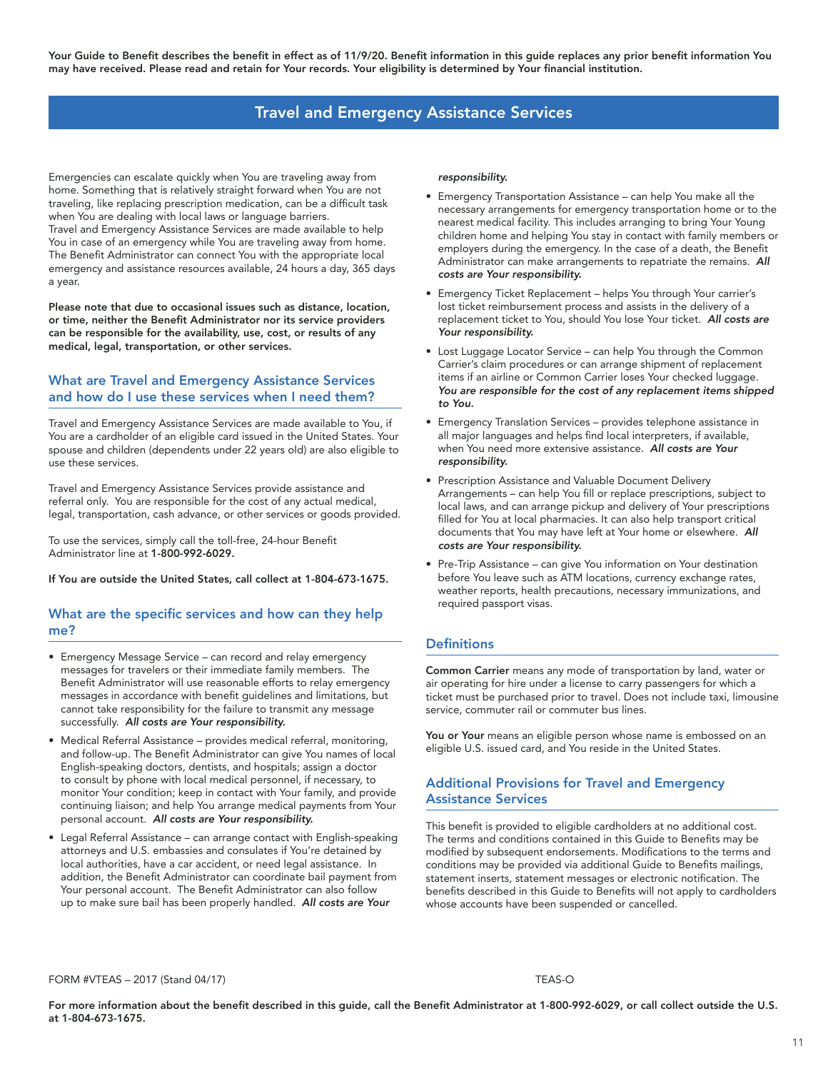**Your Guide to Benefit describes the benefit in effect as of 11/9/20. Benefit information in this guide replaces any prior benefit information You may have received. Please read and retain for Your records. Your eligibility is determined by Your financial institution.**

# Travel and Emergency Assistance Services

Emergencies can escalate quickly when You are traveling away from home. Something that is relatively straight forward when You are not traveling, like replacing prescription medication, can be a difficult task when You are dealing with local laws or language barriers. Travel and Emergency Assistance Services are made available to help You in case of an emergency while You are traveling away from home. The Benefit Administrator can connect You with the appropriate local emergency and assistance resources available, 24 hours a day, 365 days a year.

**Please note that due to occasional issues such as distance, location, or time, neither the Benefit Administrator nor its service providers can be responsible for the availability, use, cost, or results of any medical, legal, transportation, or other services.**

## What are Travel and Emergency Assistance Services and how do I use these services when I need them?

Travel and Emergency Assistance Services are made available to You, if You are a cardholder of an eligible card issued in the United States. Your spouse and children (dependents under 22 years old) are also eligible to use these services.

Travel and Emergency Assistance Services provide assistance and referral only. You are responsible for the cost of any actual medical, legal, transportation, cash advance, or other services or goods provided.

To use the services, simply call the toll-free, 24-hour Benefit Administrator line at **1-800-992-6029.**

**If You are outside the United States, call collect at 1-804-673-1675.**

## What are the specific services and how can they help me?

- Emergency Message Service – can record and relay emergency messages for travelers or their immediate family members. The Benefit Administrator will use reasonable efforts to relay emergency messages in accordance with benefit guidelines and limitations, but cannot take responsibility for the failure to transmit any message successfully. ***All costs are Your responsibility.***
- Medical Referral Assistance – provides medical referral, monitoring, and follow-up. The Benefit Administrator can give You names of local English-speaking doctors, dentists, and hospitals; assign a doctor to consult by phone with local medical personnel, if necessary, to monitor Your condition; keep in contact with Your family, and provide continuing liaison; and help You arrange medical payments from Your personal account. ***All costs are Your responsibility.***
- Legal Referral Assistance – can arrange contact with English-speaking attorneys and U.S. embassies and consulates if You're detained by local authorities, have a car accident, or need legal assistance. In addition, the Benefit Administrator can coordinate bail payment from Your personal account. The Benefit Administrator can also follow up to make sure bail has been properly handled. ***All costs are Your responsibility.***
- Emergency Transportation Assistance – can help You make all the necessary arrangements for emergency transportation home or to the nearest medical facility. This includes arranging to bring Your Young children home and helping You stay in contact with family members or employers during the emergency. In the case of a death, the Benefit Administrator can make arrangements to repatriate the remains. ***All costs are Your responsibility.***
- Emergency Ticket Replacement – helps You through Your carrier's lost ticket reimbursement process and assists in the delivery of a replacement ticket to You, should You lose Your ticket. ***All costs are Your responsibility.***
- Lost Luggage Locator Service – can help You through the Common Carrier's claim procedures or can arrange shipment of replacement items if an airline or Common Carrier loses Your checked luggage. ***You are responsible for the cost of any replacement items shipped to You.***
- Emergency Translation Services – provides telephone assistance in all major languages and helps find local interpreters, if available, when You need more extensive assistance. ***All costs are Your responsibility.***
- Prescription Assistance and Valuable Document Delivery Arrangements – can help You fill or replace prescriptions, subject to local laws, and can arrange pickup and delivery of Your prescriptions filled for You at local pharmacies. It can also help transport critical documents that You may have left at Your home or elsewhere. ***All costs are Your responsibility.***
- Pre-Trip Assistance – can give You information on Your destination before You leave such as ATM locations, currency exchange rates, weather reports, health precautions, necessary immunizations, and required passport visas.

## Definitions

**Common Carrier** means any mode of transportation by land, water or air operating for hire under a license to carry passengers for which a ticket must be purchased prior to travel. Does not include taxi, limousine service, commuter rail or commuter bus lines.

**You or Your** means an eligible person whose name is embossed on an eligible U.S. issued card, and You reside in the United States.

## Additional Provisions for Travel and Emergency Assistance Services

This benefit is provided to eligible cardholders at no additional cost. The terms and conditions contained in this Guide to Benefits may be modified by subsequent endorsements. Modifications to the terms and conditions may be provided via additional Guide to Benefits mailings, statement inserts, statement messages or electronic notification. The benefits described in this Guide to Benefits will not apply to cardholders whose accounts have been suspended or cancelled.

FORM #VTEAS – 2017 (Stand 04/17) TEAS-O

**For more information about the benefit described in this guide, call the Benefit Administrator at 1-800-992-6029, or call collect outside the U.S. at 1-804-673-1675.**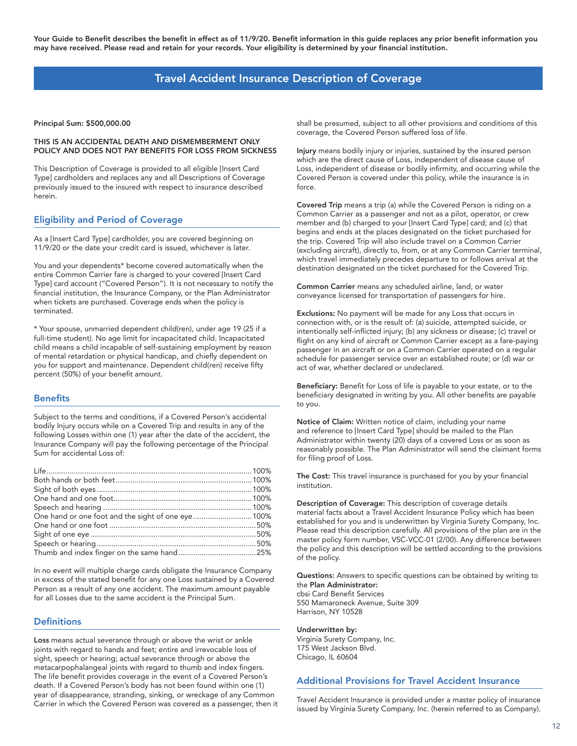**Your Guide to Benefit describes the benefit in effect as of 11/9/20. Benefit information in this guide replaces any prior benefit information you may have received. Please read and retain for your records. Your eligibility is determined by your financial institution.**

# Travel Accident Insurance Description of Coverage

**Principal Sum: $500,000.00**

**THIS IS AN ACCIDENTAL DEATH AND DISMEMBERMENT ONLY POLICY AND DOES NOT PAY BENEFITS FOR LOSS FROM SICKNESS**

This Description of Coverage is provided to all eligible [Insert Card Type] cardholders and replaces any and all Descriptions of Coverage previously issued to the insured with respect to insurance described herein.

## Eligibility and Period of Coverage

As a [Insert Card Type] cardholder, you are covered beginning on 11/9/20 or the date your credit card is issued, whichever is later.

You and your dependents* become covered automatically when the entire Common Carrier fare is charged to your covered [Insert Card Type] card account ("Covered Person"). It is not necessary to notify the financial institution, the Insurance Company, or the Plan Administrator when tickets are purchased. Coverage ends when the policy is terminated.

* Your spouse, unmarried dependent child(ren), under age 19 (25 if a full-time student). No age limit for incapacitated child. Incapacitated child means a child incapable of self-sustaining employment by reason of mental retardation or physical handicap, and chiefly dependent on you for support and maintenance. Dependent child(ren) receive fifty percent (50%) of your benefit amount.

## Benefits

Subject to the terms and conditions, if a Covered Person's accidental bodily Injury occurs while on a Covered Trip and results in any of the following Losses within one (1) year after the date of the accident, the Insurance Company will pay the following percentage of the Principal Sum for accidental Loss of:

| Loss | Percentage |
|---|---|
| Life | 100% |
| Both hands or both feet | 100% |
| Sight of both eyes | 100% |
| One hand and one foot | 100% |
| Speech and hearing | 100% |
| One hand or one foot and the sight of one eye | 100% |
| One hand or one foot | 50% |
| Sight of one eye | 50% |
| Speech or hearing | 50% |
| Thumb and index finger on the same hand | 25% |

In no event will multiple charge cards obligate the Insurance Company in excess of the stated benefit for any one Loss sustained by a Covered Person as a result of any one accident. The maximum amount payable for all Losses due to the same accident is the Principal Sum.

## Definitions

**Loss** means actual severance through or above the wrist or ankle joints with regard to hands and feet; entire and irrevocable loss of sight, speech or hearing; actual severance through or above the metacarpophalangeal joints with regard to thumb and index fingers. The life benefit provides coverage in the event of a Covered Person's death. If a Covered Person's body has not been found within one (1) year of disappearance, stranding, sinking, or wreckage of any Common Carrier in which the Covered Person was covered as a passenger, then it shall be presumed, subject to all other provisions and conditions of this coverage, the Covered Person suffered loss of life.

**Injury** means bodily injury or injuries, sustained by the insured person which are the direct cause of Loss, independent of disease cause of Loss, independent of disease or bodily infirmity, and occurring while the Covered Person is covered under this policy, while the insurance is in force.

**Covered Trip** means a trip (a) while the Covered Person is riding on a Common Carrier as a passenger and not as a pilot, operator, or crew member and (b) charged to your [Insert Card Type] card; and (c) that begins and ends at the places designated on the ticket purchased for the trip. Covered Trip will also include travel on a Common Carrier (excluding aircraft), directly to, from, or at any Common Carrier terminal, which travel immediately precedes departure to or follows arrival at the destination designated on the ticket purchased for the Covered Trip.

**Common Carrier** means any scheduled airline, land, or water conveyance licensed for transportation of passengers for hire.

**Exclusions:** No payment will be made for any Loss that occurs in connection with, or is the result of: (a) suicide, attempted suicide, or intentionally self-inflicted injury; (b) any sickness or disease; (c) travel or flight on any kind of aircraft or Common Carrier except as a fare-paying passenger in an aircraft or on a Common Carrier operated on a regular schedule for passenger service over an established route; or (d) war or act of war, whether declared or undeclared.

**Beneficiary:** Benefit for Loss of life is payable to your estate, or to the beneficiary designated in writing by you. All other benefits are payable to you.

**Notice of Claim:** Written notice of claim, including your name and reference to [Insert Card Type] should be mailed to the Plan Administrator within twenty (20) days of a covered Loss or as soon as reasonably possible. The Plan Administrator will send the claimant forms for filing proof of Loss.

**The Cost:** This travel insurance is purchased for you by your financial institution.

**Description of Coverage:** This description of coverage details material facts about a Travel Accident Insurance Policy which has been established for you and is underwritten by Virginia Surety Company, Inc. Please read this description carefully. All provisions of the plan are in the master policy form number, VSC-VCC-01 (2/00). Any difference between the policy and this description will be settled according to the provisions of the policy.

**Questions:** Answers to specific questions can be obtained by writing to the **Plan Administrator:**
cbsi Card Benefit Services
550 Mamaroneck Avenue, Suite 309
Harrison, NY 10528

**Underwritten by:**
Virginia Surety Company, Inc.
175 West Jackson Blvd.
Chicago, IL 60604

## Additional Provisions for Travel Accident Insurance

Travel Accident Insurance is provided under a master policy of insurance issued by Virginia Surety Company, Inc. (herein referred to as Company).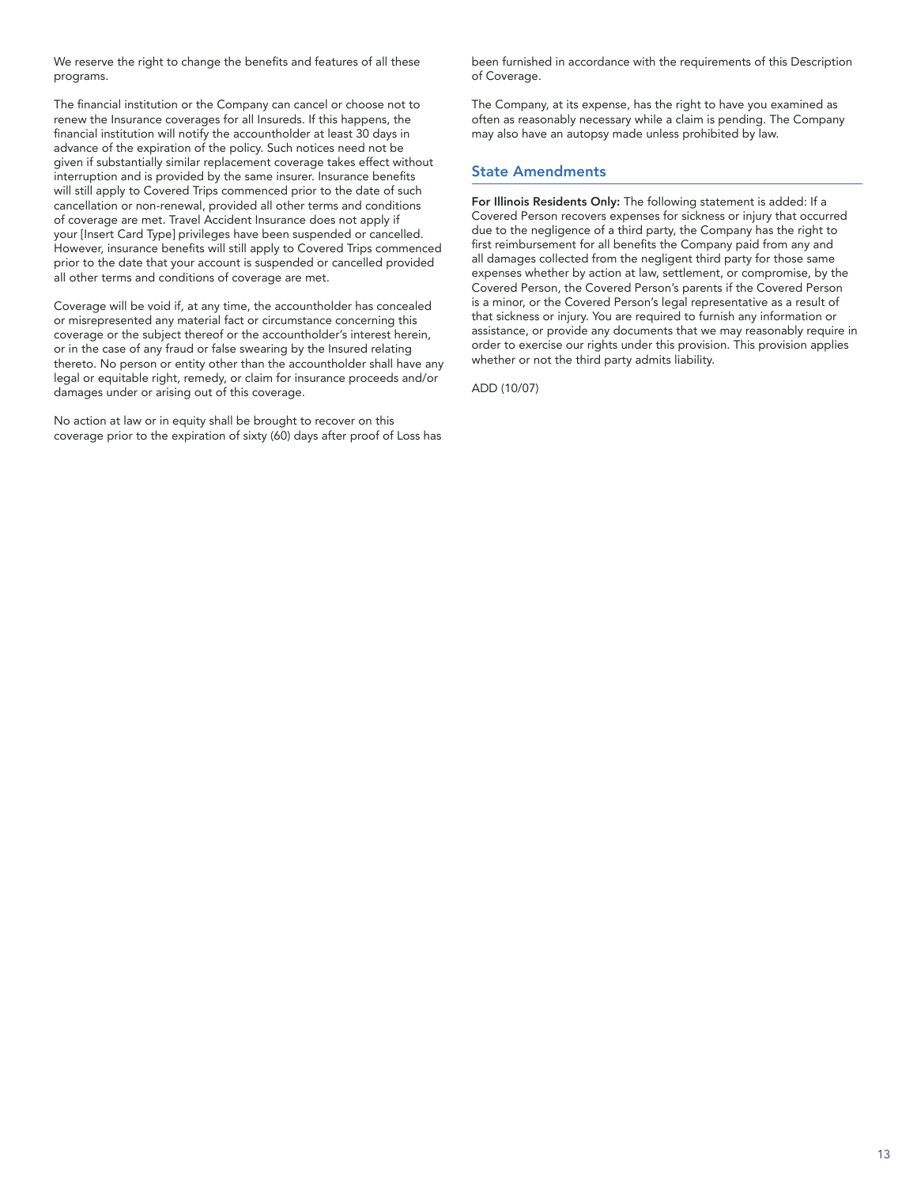We reserve the right to change the benefits and features of all these programs.

The financial institution or the Company can cancel or choose not to renew the Insurance coverages for all Insureds. If this happens, the financial institution will notify the accountholder at least 30 days in advance of the expiration of the policy. Such notices need not be given if substantially similar replacement coverage takes effect without interruption and is provided by the same insurer. Insurance benefits will still apply to Covered Trips commenced prior to the date of such cancellation or non-renewal, provided all other terms and conditions of coverage are met. Travel Accident Insurance does not apply if your [Insert Card Type] privileges have been suspended or cancelled. However, insurance benefits will still apply to Covered Trips commenced prior to the date that your account is suspended or cancelled provided all other terms and conditions of coverage are met.

Coverage will be void if, at any time, the accountholder has concealed or misrepresented any material fact or circumstance concerning this coverage or the subject thereof or the accountholder's interest herein, or in the case of any fraud or false swearing by the Insured relating thereto. No person or entity other than the accountholder shall have any legal or equitable right, remedy, or claim for insurance proceeds and/or damages under or arising out of this coverage.

No action at law or in equity shall be brought to recover on this coverage prior to the expiration of sixty (60) days after proof of Loss has been furnished in accordance with the requirements of this Description of Coverage.

The Company, at its expense, has the right to have you examined as often as reasonably necessary while a claim is pending. The Company may also have an autopsy made unless prohibited by law.

## State Amendments

**For Illinois Residents Only:** The following statement is added: If a Covered Person recovers expenses for sickness or injury that occurred due to the negligence of a third party, the Company has the right to first reimbursement for all benefits the Company paid from any and all damages collected from the negligent third party for those same expenses whether by action at law, settlement, or compromise, by the Covered Person, the Covered Person's parents if the Covered Person is a minor, or the Covered Person's legal representative as a result of that sickness or injury. You are required to furnish any information or assistance, or provide any documents that we may reasonably require in order to exercise our rights under this provision. This provision applies whether or not the third party admits liability.

ADD (10/07)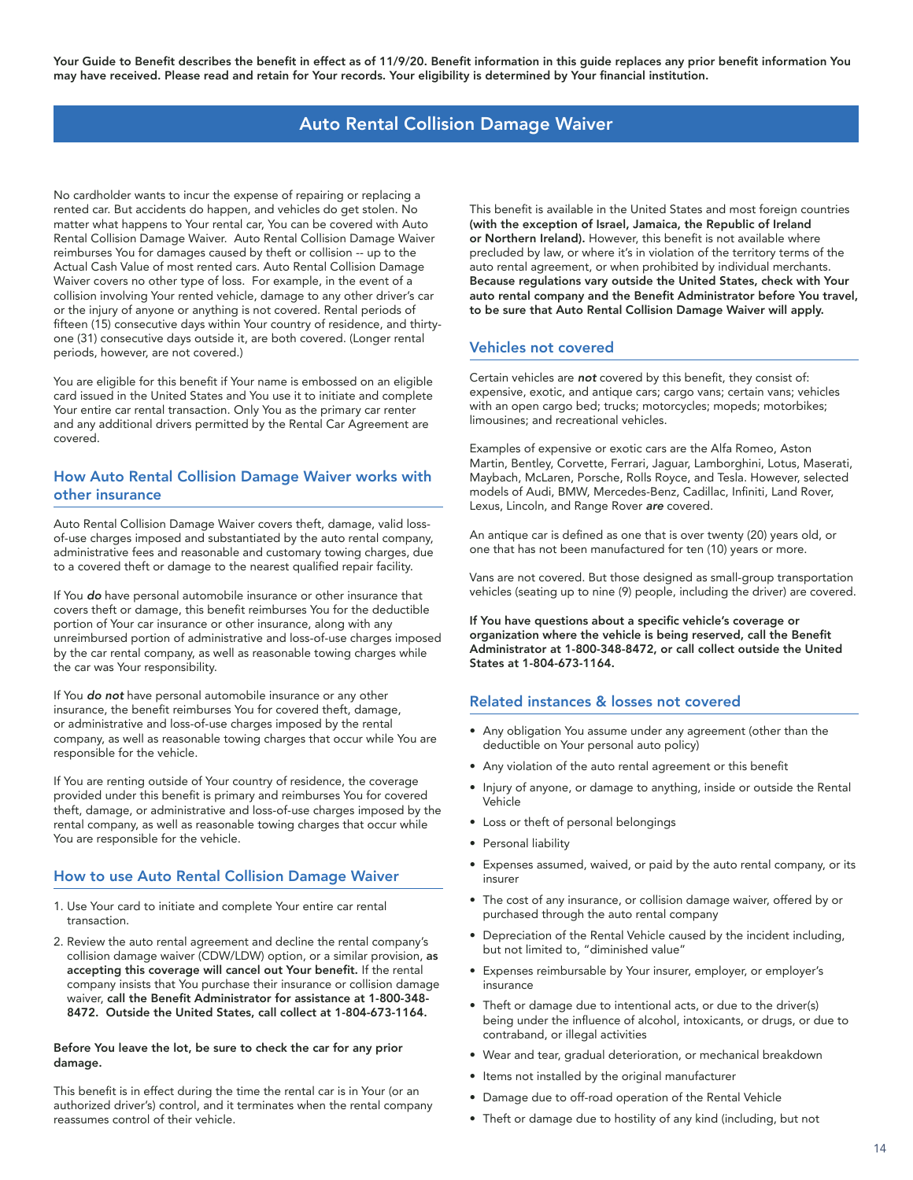**Your Guide to Benefit describes the benefit in effect as of 11/9/20. Benefit information in this guide replaces any prior benefit information You may have received. Please read and retain for Your records. Your eligibility is determined by Your financial institution.**

# Auto Rental Collision Damage Waiver

No cardholder wants to incur the expense of repairing or replacing a rented car. But accidents do happen, and vehicles do get stolen. No matter what happens to Your rental car, You can be covered with Auto Rental Collision Damage Waiver. Auto Rental Collision Damage Waiver reimburses You for damages caused by theft or collision -- up to the Actual Cash Value of most rented cars. Auto Rental Collision Damage Waiver covers no other type of loss. For example, in the event of a collision involving Your rented vehicle, damage to any other driver's car or the injury of anyone or anything is not covered. Rental periods of fifteen (15) consecutive days within Your country of residence, and thirty-one (31) consecutive days outside it, are both covered. (Longer rental periods, however, are not covered.)

You are eligible for this benefit if Your name is embossed on an eligible card issued in the United States and You use it to initiate and complete Your entire car rental transaction. Only You as the primary car renter and any additional drivers permitted by the Rental Car Agreement are covered.

## How Auto Rental Collision Damage Waiver works with other insurance

Auto Rental Collision Damage Waiver covers theft, damage, valid loss-of-use charges imposed and substantiated by the auto rental company, administrative fees and reasonable and customary towing charges, due to a covered theft or damage to the nearest qualified repair facility.

If You ***do*** have personal automobile insurance or other insurance that covers theft or damage, this benefit reimburses You for the deductible portion of Your car insurance or other insurance, along with any unreimbursed portion of administrative and loss-of-use charges imposed by the car rental company, as well as reasonable towing charges while the car was Your responsibility.

If You ***do not*** have personal automobile insurance or any other insurance, the benefit reimburses You for covered theft, damage, or administrative and loss-of-use charges imposed by the rental company, as well as reasonable towing charges that occur while You are responsible for the vehicle.

If You are renting outside of Your country of residence, the coverage provided under this benefit is primary and reimburses You for covered theft, damage, or administrative and loss-of-use charges imposed by the rental company, as well as reasonable towing charges that occur while You are responsible for the vehicle.

## How to use Auto Rental Collision Damage Waiver

1. Use Your card to initiate and complete Your entire car rental transaction.
2. Review the auto rental agreement and decline the rental company's collision damage waiver (CDW/LDW) option, or a similar provision, **as accepting this coverage will cancel out Your benefit.** If the rental company insists that You purchase their insurance or collision damage waiver, **call the Benefit Administrator for assistance at 1-800-348-8472. Outside the United States, call collect at 1-804-673-1164.**

**Before You leave the lot, be sure to check the car for any prior damage.**

This benefit is in effect during the time the rental car is in Your (or an authorized driver's) control, and it terminates when the rental company reassumes control of their vehicle.

This benefit is available in the United States and most foreign countries **(with the exception of Israel, Jamaica, the Republic of Ireland or Northern Ireland).** However, this benefit is not available where precluded by law, or where it's in violation of the territory terms of the auto rental agreement, or when prohibited by individual merchants. **Because regulations vary outside the United States, check with Your auto rental company and the Benefit Administrator before You travel, to be sure that Auto Rental Collision Damage Waiver will apply.**

## Vehicles not covered

Certain vehicles are ***not*** covered by this benefit, they consist of: expensive, exotic, and antique cars; cargo vans; certain vans; vehicles with an open cargo bed; trucks; motorcycles; mopeds; motorbikes; limousines; and recreational vehicles.

Examples of expensive or exotic cars are the Alfa Romeo, Aston Martin, Bentley, Corvette, Ferrari, Jaguar, Lamborghini, Lotus, Maserati, Maybach, McLaren, Porsche, Rolls Royce, and Tesla. However, selected models of Audi, BMW, Mercedes-Benz, Cadillac, Infiniti, Land Rover, Lexus, Lincoln, and Range Rover ***are*** covered.

An antique car is defined as one that is over twenty (20) years old, or one that has not been manufactured for ten (10) years or more.

Vans are not covered. But those designed as small-group transportation vehicles (seating up to nine (9) people, including the driver) are covered.

**If You have questions about a specific vehicle's coverage or organization where the vehicle is being reserved, call the Benefit Administrator at 1-800-348-8472, or call collect outside the United States at 1-804-673-1164.**

## Related instances & losses not covered

- Any obligation You assume under any agreement (other than the deductible on Your personal auto policy)
- Any violation of the auto rental agreement or this benefit
- Injury of anyone, or damage to anything, inside or outside the Rental Vehicle
- Loss or theft of personal belongings
- Personal liability
- Expenses assumed, waived, or paid by the auto rental company, or its insurer
- The cost of any insurance, or collision damage waiver, offered by or purchased through the auto rental company
- Depreciation of the Rental Vehicle caused by the incident including, but not limited to, "diminished value"
- Expenses reimbursable by Your insurer, employer, or employer's insurance
- Theft or damage due to intentional acts, or due to the driver(s) being under the influence of alcohol, intoxicants, or drugs, or due to contraband, or illegal activities
- Wear and tear, gradual deterioration, or mechanical breakdown
- Items not installed by the original manufacturer
- Damage due to off-road operation of the Rental Vehicle
- Theft or damage due to hostility of any kind (including, but not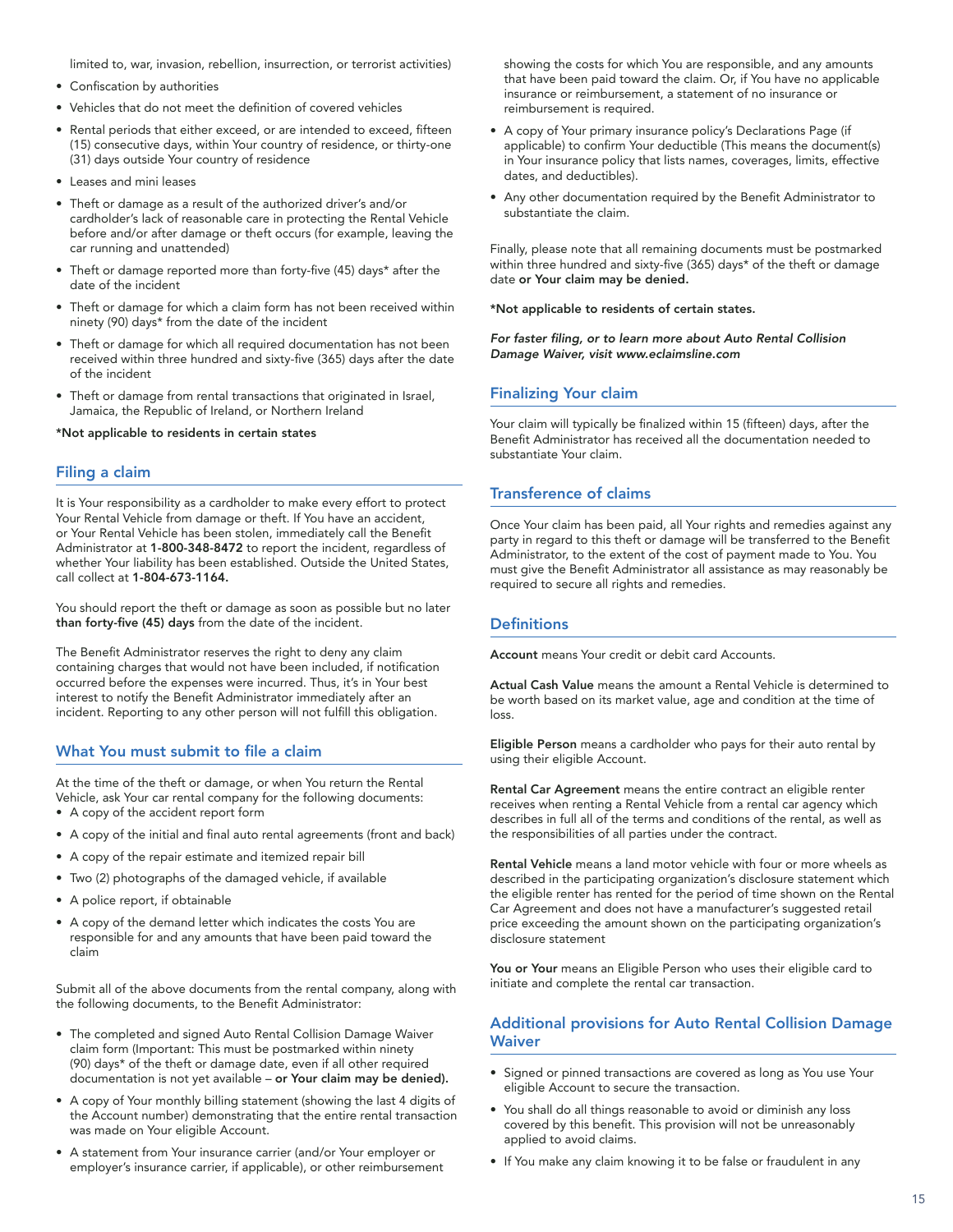limited to, war, invasion, rebellion, insurrection, or terrorist activities)

- Confiscation by authorities
- Vehicles that do not meet the definition of covered vehicles
- Rental periods that either exceed, or are intended to exceed, fifteen (15) consecutive days, within Your country of residence, or thirty-one (31) days outside Your country of residence
- Leases and mini leases
- Theft or damage as a result of the authorized driver's and/or cardholder's lack of reasonable care in protecting the Rental Vehicle before and/or after damage or theft occurs (for example, leaving the car running and unattended)
- Theft or damage reported more than forty-five (45) days* after the date of the incident
- Theft or damage for which a claim form has not been received within ninety (90) days* from the date of the incident
- Theft or damage for which all required documentation has not been received within three hundred and sixty-five (365) days after the date of the incident
- Theft or damage from rental transactions that originated in Israel, Jamaica, the Republic of Ireland, or Northern Ireland

**\*Not applicable to residents in certain states**

## Filing a claim

It is Your responsibility as a cardholder to make every effort to protect Your Rental Vehicle from damage or theft. If You have an accident, or Your Rental Vehicle has been stolen, immediately call the Benefit Administrator at **1-800-348-8472** to report the incident, regardless of whether Your liability has been established. Outside the United States, call collect at **1-804-673-1164.**

You should report the theft or damage as soon as possible but no later **than forty-five (45) days** from the date of the incident.

The Benefit Administrator reserves the right to deny any claim containing charges that would not have been included, if notification occurred before the expenses were incurred. Thus, it's in Your best interest to notify the Benefit Administrator immediately after an incident. Reporting to any other person will not fulfill this obligation.

## What You must submit to file a claim

At the time of the theft or damage, or when You return the Rental Vehicle, ask Your car rental company for the following documents:

- A copy of the accident report form
- A copy of the initial and final auto rental agreements (front and back)
- A copy of the repair estimate and itemized repair bill
- Two (2) photographs of the damaged vehicle, if available
- A police report, if obtainable
- A copy of the demand letter which indicates the costs You are responsible for and any amounts that have been paid toward the claim

Submit all of the above documents from the rental company, along with the following documents, to the Benefit Administrator:

- The completed and signed Auto Rental Collision Damage Waiver claim form (Important: This must be postmarked within ninety (90) days* of the theft or damage date, even if all other required documentation is not yet available – **or Your claim may be denied).**
- A copy of Your monthly billing statement (showing the last 4 digits of the Account number) demonstrating that the entire rental transaction was made on Your eligible Account.
- A statement from Your insurance carrier (and/or Your employer or employer's insurance carrier, if applicable), or other reimbursement showing the costs for which You are responsible, and any amounts that have been paid toward the claim. Or, if You have no applicable insurance or reimbursement, a statement of no insurance or reimbursement is required.
- A copy of Your primary insurance policy's Declarations Page (if applicable) to confirm Your deductible (This means the document(s) in Your insurance policy that lists names, coverages, limits, effective dates, and deductibles).
- Any other documentation required by the Benefit Administrator to substantiate the claim.

Finally, please note that all remaining documents must be postmarked within three hundred and sixty-five (365) days* of the theft or damage date **or Your claim may be denied.**

**\*Not applicable to residents of certain states.**

***For faster filing, or to learn more about Auto Rental Collision Damage Waiver, visit www.eclaimsline.com***

## Finalizing Your claim

Your claim will typically be finalized within 15 (fifteen) days, after the Benefit Administrator has received all the documentation needed to substantiate Your claim.

## Transference of claims

Once Your claim has been paid, all Your rights and remedies against any party in regard to this theft or damage will be transferred to the Benefit Administrator, to the extent of the cost of payment made to You. You must give the Benefit Administrator all assistance as may reasonably be required to secure all rights and remedies.

## Definitions

**Account** means Your credit or debit card Accounts.

**Actual Cash Value** means the amount a Rental Vehicle is determined to be worth based on its market value, age and condition at the time of loss.

**Eligible Person** means a cardholder who pays for their auto rental by using their eligible Account.

**Rental Car Agreement** means the entire contract an eligible renter receives when renting a Rental Vehicle from a rental car agency which describes in full all of the terms and conditions of the rental, as well as the responsibilities of all parties under the contract.

**Rental Vehicle** means a land motor vehicle with four or more wheels as described in the participating organization's disclosure statement which the eligible renter has rented for the period of time shown on the Rental Car Agreement and does not have a manufacturer's suggested retail price exceeding the amount shown on the participating organization's disclosure statement

**You or Your** means an Eligible Person who uses their eligible card to initiate and complete the rental car transaction.

## Additional provisions for Auto Rental Collision Damage Waiver

- Signed or pinned transactions are covered as long as You use Your eligible Account to secure the transaction.
- You shall do all things reasonable to avoid or diminish any loss covered by this benefit. This provision will not be unreasonably applied to avoid claims.
- If You make any claim knowing it to be false or fraudulent in any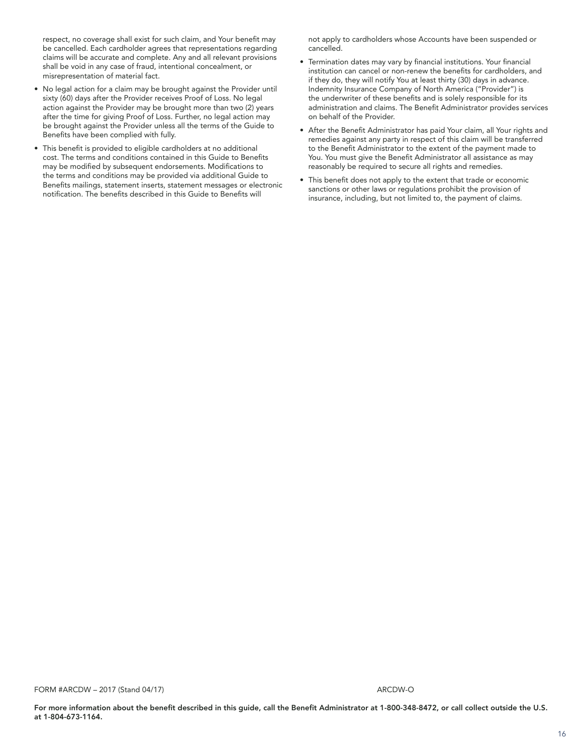respect, no coverage shall exist for such claim, and Your benefit may be cancelled. Each cardholder agrees that representations regarding claims will be accurate and complete. Any and all relevant provisions shall be void in any case of fraud, intentional concealment, or misrepresentation of material fact.

- No legal action for a claim may be brought against the Provider until sixty (60) days after the Provider receives Proof of Loss. No legal action against the Provider may be brought more than two (2) years after the time for giving Proof of Loss. Further, no legal action may be brought against the Provider unless all the terms of the Guide to Benefits have been complied with fully.
- This benefit is provided to eligible cardholders at no additional cost. The terms and conditions contained in this Guide to Benefits may be modified by subsequent endorsements. Modifications to the terms and conditions may be provided via additional Guide to Benefits mailings, statement inserts, statement messages or electronic notification. The benefits described in this Guide to Benefits will not apply to cardholders whose Accounts have been suspended or cancelled.
- Termination dates may vary by financial institutions. Your financial institution can cancel or non-renew the benefits for cardholders, and if they do, they will notify You at least thirty (30) days in advance. Indemnity Insurance Company of North America ("Provider") is the underwriter of these benefits and is solely responsible for its administration and claims. The Benefit Administrator provides services on behalf of the Provider.
- After the Benefit Administrator has paid Your claim, all Your rights and remedies against any party in respect of this claim will be transferred to the Benefit Administrator to the extent of the payment made to You. You must give the Benefit Administrator all assistance as may reasonably be required to secure all rights and remedies.
- This benefit does not apply to the extent that trade or economic sanctions or other laws or regulations prohibit the provision of insurance, including, but not limited to, the payment of claims.

FORM #ARCDW – 2017 (Stand 04/17) ARCDW-O

**For more information about the benefit described in this guide, call the Benefit Administrator at 1-800-348-8472, or call collect outside the U.S. at 1-804-673-1164.**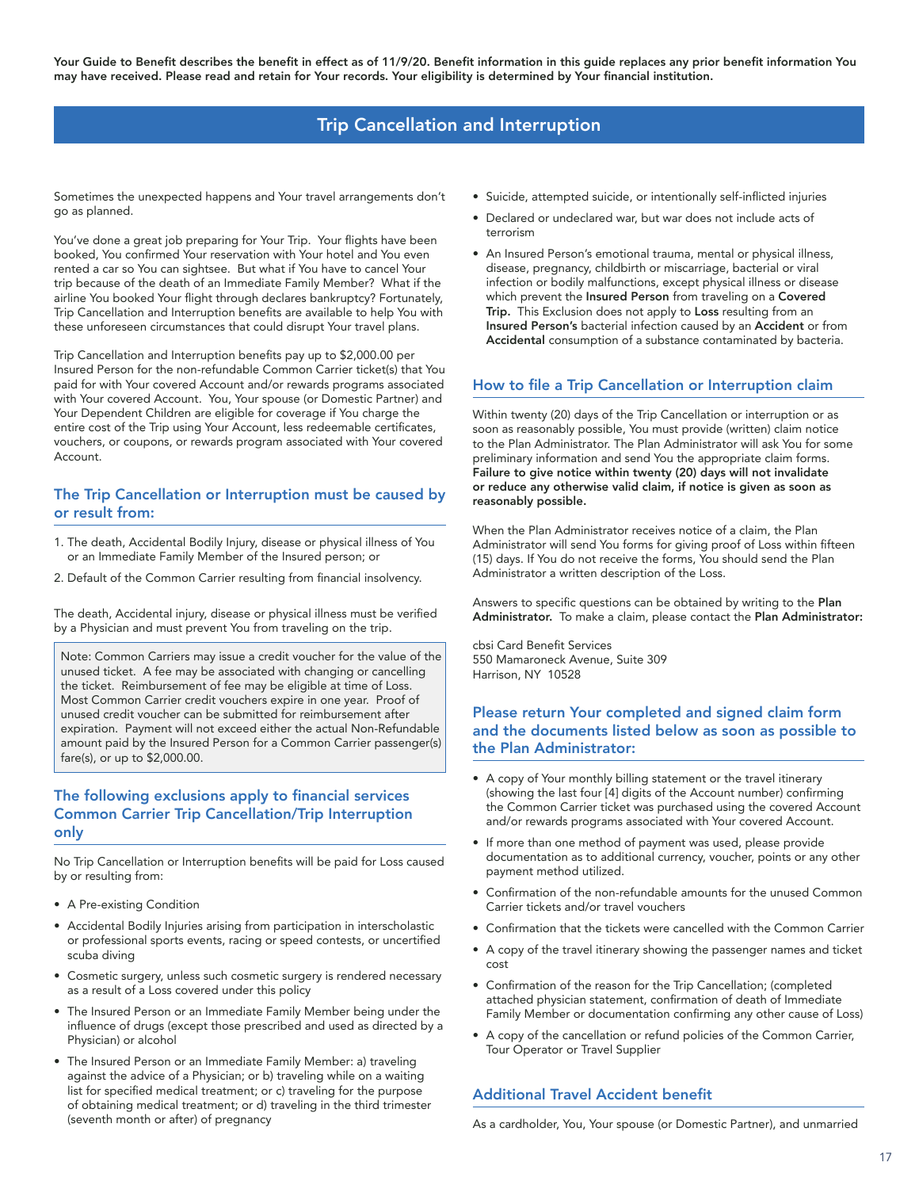**Your Guide to Benefit describes the benefit in effect as of 11/9/20. Benefit information in this guide replaces any prior benefit information You may have received. Please read and retain for Your records. Your eligibility is determined by Your financial institution.**

# Trip Cancellation and Interruption

Sometimes the unexpected happens and Your travel arrangements don't go as planned.

You've done a great job preparing for Your Trip. Your flights have been booked, You confirmed Your reservation with Your hotel and You even rented a car so You can sightsee. But what if You have to cancel Your trip because of the death of an Immediate Family Member? What if the airline You booked Your flight through declares bankruptcy? Fortunately, Trip Cancellation and Interruption benefits are available to help You with these unforeseen circumstances that could disrupt Your travel plans.

Trip Cancellation and Interruption benefits pay up to $2,000.00 per Insured Person for the non-refundable Common Carrier ticket(s) that You paid for with Your covered Account and/or rewards programs associated with Your covered Account. You, Your spouse (or Domestic Partner) and Your Dependent Children are eligible for coverage if You charge the entire cost of the Trip using Your Account, less redeemable certificates, vouchers, or coupons, or rewards program associated with Your covered Account.

## The Trip Cancellation or Interruption must be caused by or result from:

1. The death, Accidental Bodily Injury, disease or physical illness of You or an Immediate Family Member of the Insured person; or
2. Default of the Common Carrier resulting from financial insolvency.

The death, Accidental injury, disease or physical illness must be verified by a Physician and must prevent You from traveling on the trip.

> Note: Common Carriers may issue a credit voucher for the value of the unused ticket. A fee may be associated with changing or cancelling the ticket. Reimbursement of fee may be eligible at time of Loss. Most Common Carrier credit vouchers expire in one year. Proof of unused credit voucher can be submitted for reimbursement after expiration. Payment will not exceed either the actual Non-Refundable amount paid by the Insured Person for a Common Carrier passenger(s) fare(s), or up to $2,000.00.

## The following exclusions apply to financial services Common Carrier Trip Cancellation/Trip Interruption only

No Trip Cancellation or Interruption benefits will be paid for Loss caused by or resulting from:

- A Pre-existing Condition
- Accidental Bodily Injuries arising from participation in interscholastic or professional sports events, racing or speed contests, or uncertified scuba diving
- Cosmetic surgery, unless such cosmetic surgery is rendered necessary as a result of a Loss covered under this policy
- The Insured Person or an Immediate Family Member being under the influence of drugs (except those prescribed and used as directed by a Physician) or alcohol
- The Insured Person or an Immediate Family Member: a) traveling against the advice of a Physician; or b) traveling while on a waiting list for specified medical treatment; or c) traveling for the purpose of obtaining medical treatment; or d) traveling in the third trimester (seventh month or after) of pregnancy
- Suicide, attempted suicide, or intentionally self-inflicted injuries
- Declared or undeclared war, but war does not include acts of terrorism
- An Insured Person's emotional trauma, mental or physical illness, disease, pregnancy, childbirth or miscarriage, bacterial or viral infection or bodily malfunctions, except physical illness or disease which prevent the **Insured Person** from traveling on a **Covered Trip.** This Exclusion does not apply to **Loss** resulting from an **Insured Person's** bacterial infection caused by an **Accident** or from **Accidental** consumption of a substance contaminated by bacteria.

## How to file a Trip Cancellation or Interruption claim

Within twenty (20) days of the Trip Cancellation or interruption or as soon as reasonably possible, You must provide (written) claim notice to the Plan Administrator. The Plan Administrator will ask You for some preliminary information and send You the appropriate claim forms. **Failure to give notice within twenty (20) days will not invalidate or reduce any otherwise valid claim, if notice is given as soon as reasonably possible.**

When the Plan Administrator receives notice of a claim, the Plan Administrator will send You forms for giving proof of Loss within fifteen (15) days. If You do not receive the forms, You should send the Plan Administrator a written description of the Loss.

Answers to specific questions can be obtained by writing to the **Plan Administrator.** To make a claim, please contact the **Plan Administrator:**

cbsi Card Benefit Services
550 Mamaroneck Avenue, Suite 309
Harrison, NY 10528

## Please return Your completed and signed claim form and the documents listed below as soon as possible to the Plan Administrator:

- A copy of Your monthly billing statement or the travel itinerary (showing the last four [4] digits of the Account number) confirming the Common Carrier ticket was purchased using the covered Account and/or rewards programs associated with Your covered Account.
- If more than one method of payment was used, please provide documentation as to additional currency, voucher, points or any other payment method utilized.
- Confirmation of the non-refundable amounts for the unused Common Carrier tickets and/or travel vouchers
- Confirmation that the tickets were cancelled with the Common Carrier
- A copy of the travel itinerary showing the passenger names and ticket cost
- Confirmation of the reason for the Trip Cancellation; (completed attached physician statement, confirmation of death of Immediate Family Member or documentation confirming any other cause of Loss)
- A copy of the cancellation or refund policies of the Common Carrier, Tour Operator or Travel Supplier

## Additional Travel Accident benefit

As a cardholder, You, Your spouse (or Domestic Partner), and unmarried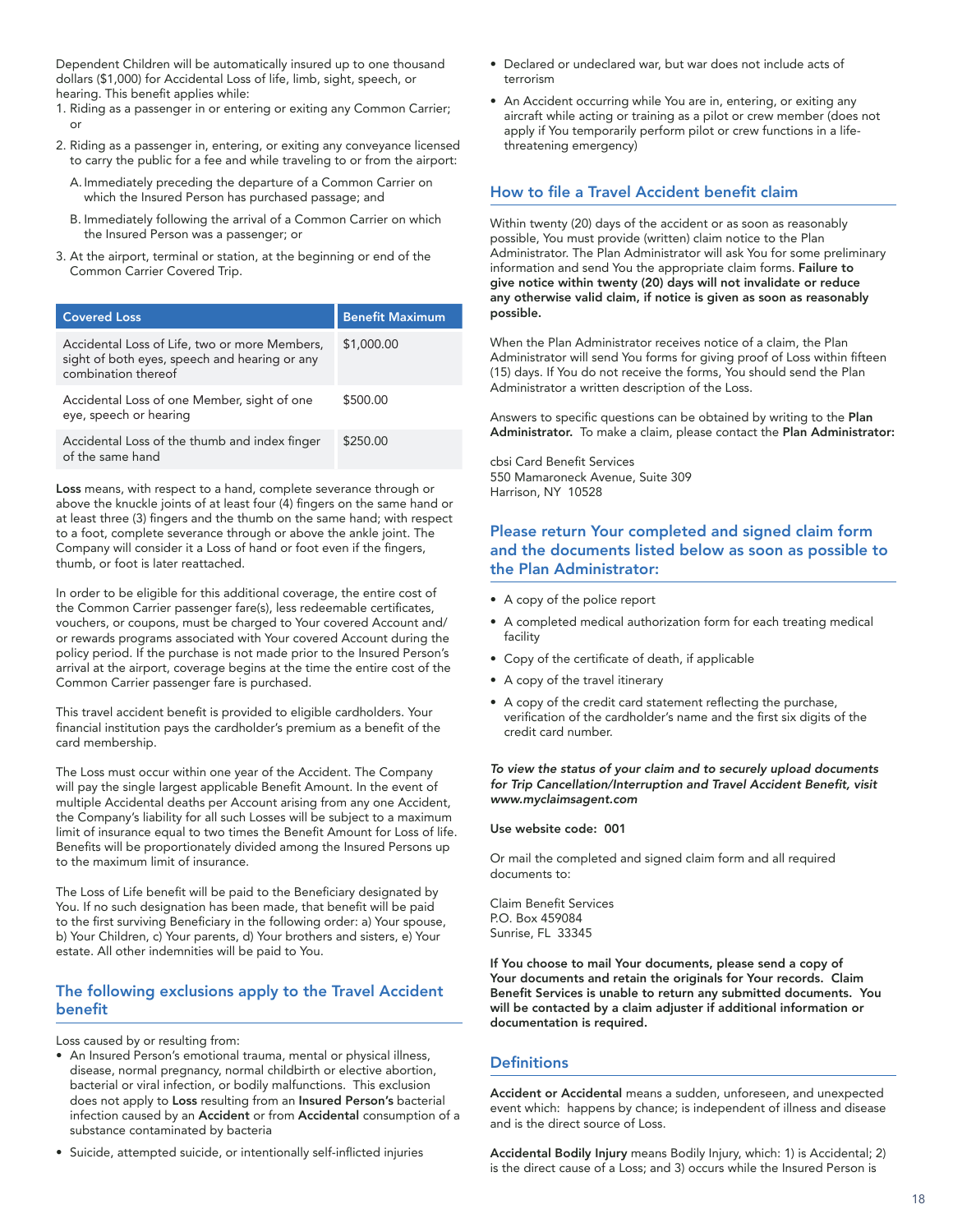Dependent Children will be automatically insured up to one thousand dollars ($1,000) for Accidental Loss of life, limb, sight, speech, or hearing. This benefit applies while:

1. Riding as a passenger in or entering or exiting any Common Carrier; or
2. Riding as a passenger in, entering, or exiting any conveyance licensed to carry the public for a fee and while traveling to or from the airport:
   A. Immediately preceding the departure of a Common Carrier on which the Insured Person has purchased passage; and
   B. Immediately following the arrival of a Common Carrier on which the Insured Person was a passenger; or
3. At the airport, terminal or station, at the beginning or end of the Common Carrier Covered Trip.

| Covered Loss | Benefit Maximum |
|---|---|
| Accidental Loss of Life, two or more Members, sight of both eyes, speech and hearing or any combination thereof | $1,000.00 |
| Accidental Loss of one Member, sight of one eye, speech or hearing | $500.00 |
| Accidental Loss of the thumb and index finger of the same hand | $250.00 |

**Loss** means, with respect to a hand, complete severance through or above the knuckle joints of at least four (4) fingers on the same hand or at least three (3) fingers and the thumb on the same hand; with respect to a foot, complete severance through or above the ankle joint. The Company will consider it a Loss of hand or foot even if the fingers, thumb, or foot is later reattached.

In order to be eligible for this additional coverage, the entire cost of the Common Carrier passenger fare(s), less redeemable certificates, vouchers, or coupons, must be charged to Your covered Account and/or rewards programs associated with Your covered Account during the policy period. If the purchase is not made prior to the Insured Person's arrival at the airport, coverage begins at the time the entire cost of the Common Carrier passenger fare is purchased.

This travel accident benefit is provided to eligible cardholders. Your financial institution pays the cardholder's premium as a benefit of the card membership.

The Loss must occur within one year of the Accident. The Company will pay the single largest applicable Benefit Amount. In the event of multiple Accidental deaths per Account arising from any one Accident, the Company's liability for all such Losses will be subject to a maximum limit of insurance equal to two times the Benefit Amount for Loss of life. Benefits will be proportionately divided among the Insured Persons up to the maximum limit of insurance.

The Loss of Life benefit will be paid to the Beneficiary designated by You. If no such designation has been made, that benefit will be paid to the first surviving Beneficiary in the following order: a) Your spouse, b) Your Children, c) Your parents, d) Your brothers and sisters, e) Your estate. All other indemnities will be paid to You.

## The following exclusions apply to the Travel Accident benefit

Loss caused by or resulting from:

- An Insured Person's emotional trauma, mental or physical illness, disease, normal pregnancy, normal childbirth or elective abortion, bacterial or viral infection, or bodily malfunctions. This exclusion does not apply to **Loss** resulting from an **Insured Person's** bacterial infection caused by an **Accident** or from **Accidental** consumption of a substance contaminated by bacteria
- Suicide, attempted suicide, or intentionally self-inflicted injuries
- Declared or undeclared war, but war does not include acts of terrorism
- An Accident occurring while You are in, entering, or exiting any aircraft while acting or training as a pilot or crew member (does not apply if You temporarily perform pilot or crew functions in a life-threatening emergency)

## How to file a Travel Accident benefit claim

Within twenty (20) days of the accident or as soon as reasonably possible, You must provide (written) claim notice to the Plan Administrator. The Plan Administrator will ask You for some preliminary information and send You the appropriate claim forms. **Failure to give notice within twenty (20) days will not invalidate or reduce any otherwise valid claim, if notice is given as soon as reasonably possible.**

When the Plan Administrator receives notice of a claim, the Plan Administrator will send You forms for giving proof of Loss within fifteen (15) days. If You do not receive the forms, You should send the Plan Administrator a written description of the Loss.

Answers to specific questions can be obtained by writing to the **Plan Administrator.** To make a claim, please contact the **Plan Administrator:**

cbsi Card Benefit Services
550 Mamaroneck Avenue, Suite 309
Harrison, NY 10528

## Please return Your completed and signed claim form and the documents listed below as soon as possible to the Plan Administrator:

- A copy of the police report
- A completed medical authorization form for each treating medical facility
- Copy of the certificate of death, if applicable
- A copy of the travel itinerary
- A copy of the credit card statement reflecting the purchase, verification of the cardholder's name and the first six digits of the credit card number.

***To view the status of your claim and to securely upload documents for Trip Cancellation/Interruption and Travel Accident Benefit, visit www.myclaimsagent.com***

**Use website code: 001**

Or mail the completed and signed claim form and all required documents to:

Claim Benefit Services
P.O. Box 459084
Sunrise, FL 33345

**If You choose to mail Your documents, please send a copy of Your documents and retain the originals for Your records. Claim Benefit Services is unable to return any submitted documents. You will be contacted by a claim adjuster if additional information or documentation is required.**

## Definitions

**Accident or Accidental** means a sudden, unforeseen, and unexpected event which: happens by chance; is independent of illness and disease and is the direct source of Loss.

**Accidental Bodily Injury** means Bodily Injury, which: 1) is Accidental; 2) is the direct cause of a Loss; and 3) occurs while the Insured Person is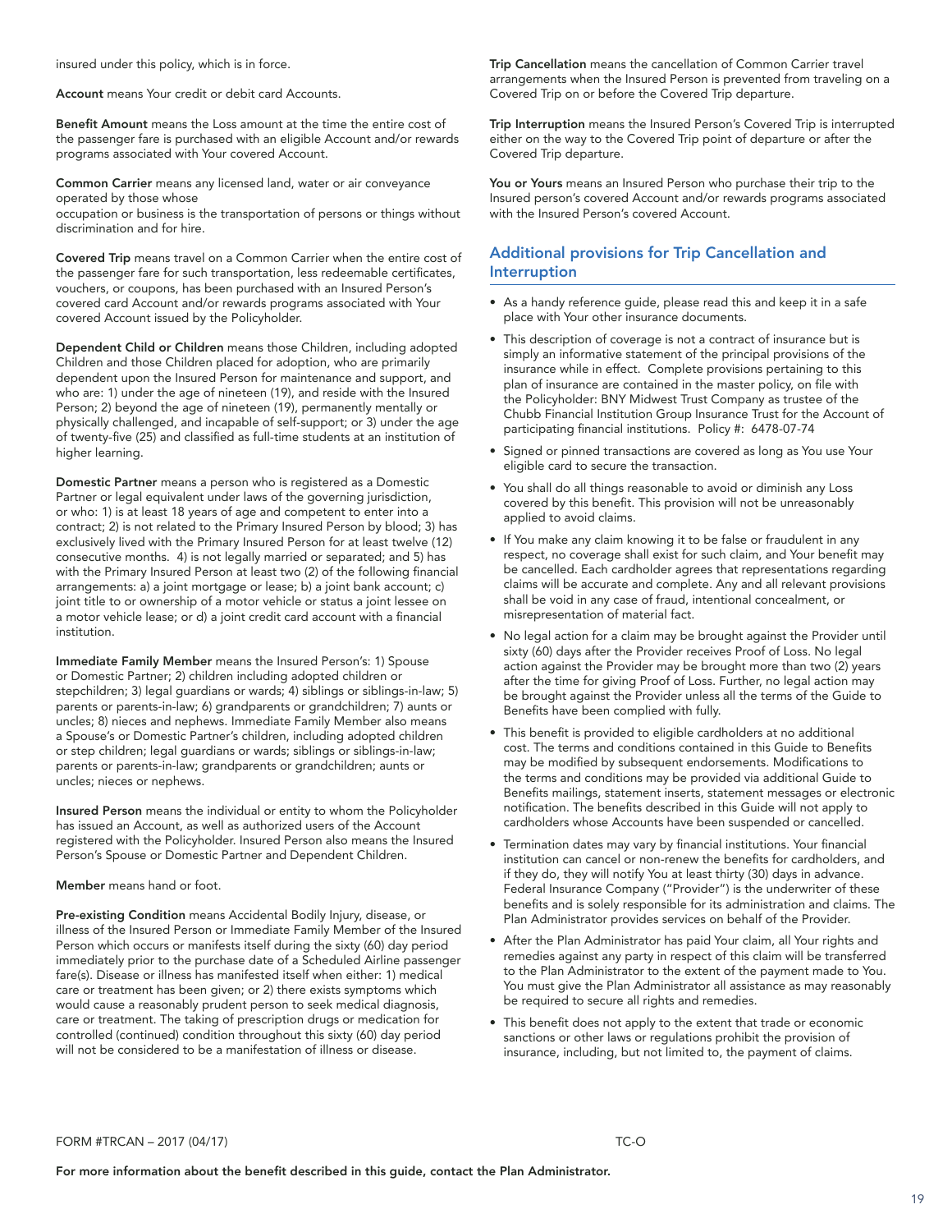insured under this policy, which is in force.

**Account** means Your credit or debit card Accounts.

**Benefit Amount** means the Loss amount at the time the entire cost of the passenger fare is purchased with an eligible Account and/or rewards programs associated with Your covered Account.

**Common Carrier** means any licensed land, water or air conveyance operated by those whose occupation or business is the transportation of persons or things without discrimination and for hire.

**Covered Trip** means travel on a Common Carrier when the entire cost of the passenger fare for such transportation, less redeemable certificates, vouchers, or coupons, has been purchased with an Insured Person's covered card Account and/or rewards programs associated with Your covered Account issued by the Policyholder.

**Dependent Child or Children** means those Children, including adopted Children and those Children placed for adoption, who are primarily dependent upon the Insured Person for maintenance and support, and who are: 1) under the age of nineteen (19), and reside with the Insured Person; 2) beyond the age of nineteen (19), permanently mentally or physically challenged, and incapable of self-support; or 3) under the age of twenty-five (25) and classified as full-time students at an institution of higher learning.

**Domestic Partner** means a person who is registered as a Domestic Partner or legal equivalent under laws of the governing jurisdiction, or who: 1) is at least 18 years of age and competent to enter into a contract; 2) is not related to the Primary Insured Person by blood; 3) has exclusively lived with the Primary Insured Person for at least twelve (12) consecutive months. 4) is not legally married or separated; and 5) has with the Primary Insured Person at least two (2) of the following financial arrangements: a) a joint mortgage or lease; b) a joint bank account; c) joint title to or ownership of a motor vehicle or status a joint lessee on a motor vehicle lease; or d) a joint credit card account with a financial institution.

**Immediate Family Member** means the Insured Person's: 1) Spouse or Domestic Partner; 2) children including adopted children or stepchildren; 3) legal guardians or wards; 4) siblings or siblings-in-law; 5) parents or parents-in-law; 6) grandparents or grandchildren; 7) aunts or uncles; 8) nieces and nephews. Immediate Family Member also means a Spouse's or Domestic Partner's children, including adopted children or step children; legal guardians or wards; siblings or siblings-in-law; parents or parents-in-law; grandparents or grandchildren; aunts or uncles; nieces or nephews.

**Insured Person** means the individual or entity to whom the Policyholder has issued an Account, as well as authorized users of the Account registered with the Policyholder. Insured Person also means the Insured Person's Spouse or Domestic Partner and Dependent Children.

**Member** means hand or foot.

**Pre-existing Condition** means Accidental Bodily Injury, disease, or illness of the Insured Person or Immediate Family Member of the Insured Person which occurs or manifests itself during the sixty (60) day period immediately prior to the purchase date of a Scheduled Airline passenger fare(s). Disease or illness has manifested itself when either: 1) medical care or treatment has been given; or 2) there exists symptoms which would cause a reasonably prudent person to seek medical diagnosis, care or treatment. The taking of prescription drugs or medication for controlled (continued) condition throughout this sixty (60) day period will not be considered to be a manifestation of illness or disease.

**Trip Cancellation** means the cancellation of Common Carrier travel arrangements when the Insured Person is prevented from traveling on a Covered Trip on or before the Covered Trip departure.

**Trip Interruption** means the Insured Person's Covered Trip is interrupted either on the way to the Covered Trip point of departure or after the Covered Trip departure.

**You or Yours** means an Insured Person who purchase their trip to the Insured person's covered Account and/or rewards programs associated with the Insured Person's covered Account.

## Additional provisions for Trip Cancellation and Interruption

- As a handy reference guide, please read this and keep it in a safe place with Your other insurance documents.
- This description of coverage is not a contract of insurance but is simply an informative statement of the principal provisions of the insurance while in effect. Complete provisions pertaining to this plan of insurance are contained in the master policy, on file with the Policyholder: BNY Midwest Trust Company as trustee of the Chubb Financial Institution Group Insurance Trust for the Account of participating financial institutions. Policy #: 6478-07-74
- Signed or pinned transactions are covered as long as You use Your eligible card to secure the transaction.
- You shall do all things reasonable to avoid or diminish any Loss covered by this benefit. This provision will not be unreasonably applied to avoid claims.
- If You make any claim knowing it to be false or fraudulent in any respect, no coverage shall exist for such claim, and Your benefit may be cancelled. Each cardholder agrees that representations regarding claims will be accurate and complete. Any and all relevant provisions shall be void in any case of fraud, intentional concealment, or misrepresentation of material fact.
- No legal action for a claim may be brought against the Provider until sixty (60) days after the Provider receives Proof of Loss. No legal action against the Provider may be brought more than two (2) years after the time for giving Proof of Loss. Further, no legal action may be brought against the Provider unless all the terms of the Guide to Benefits have been complied with fully.
- This benefit is provided to eligible cardholders at no additional cost. The terms and conditions contained in this Guide to Benefits may be modified by subsequent endorsements. Modifications to the terms and conditions may be provided via additional Guide to Benefits mailings, statement inserts, statement messages or electronic notification. The benefits described in this Guide will not apply to cardholders whose Accounts have been suspended or cancelled.
- Termination dates may vary by financial institutions. Your financial institution can cancel or non-renew the benefits for cardholders, and if they do, they will notify You at least thirty (30) days in advance. Federal Insurance Company ("Provider") is the underwriter of these benefits and is solely responsible for its administration and claims. The Plan Administrator provides services on behalf of the Provider.
- After the Plan Administrator has paid Your claim, all Your rights and remedies against any party in respect of this claim will be transferred to the Plan Administrator to the extent of the payment made to You. You must give the Plan Administrator all assistance as may reasonably be required to secure all rights and remedies.
- This benefit does not apply to the extent that trade or economic sanctions or other laws or regulations prohibit the provision of insurance, including, but not limited to, the payment of claims.

FORM #TRCAN – 2017 (04/17) TC-O

**For more information about the benefit described in this guide, contact the Plan Administrator.**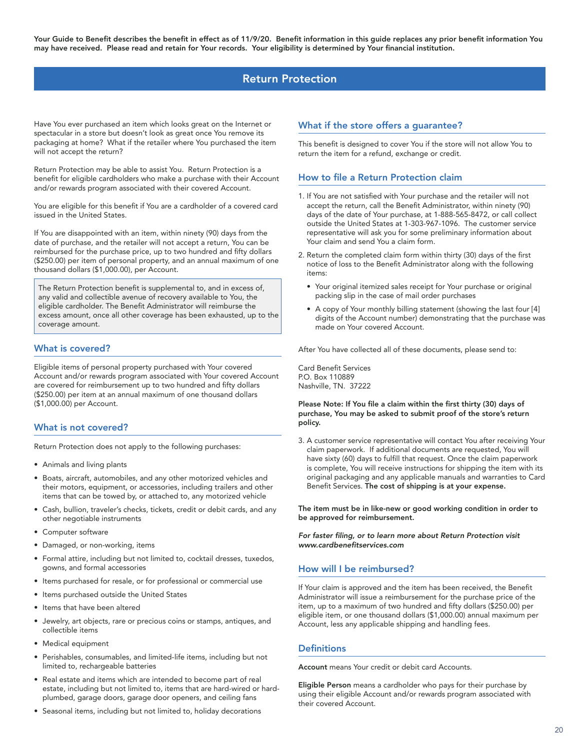**Your Guide to Benefit describes the benefit in effect as of 11/9/20. Benefit information in this guide replaces any prior benefit information You may have received. Please read and retain for Your records. Your eligibility is determined by Your financial institution.**

# Return Protection

Have You ever purchased an item which looks great on the Internet or spectacular in a store but doesn't look as great once You remove its packaging at home? What if the retailer where You purchased the item will not accept the return?

Return Protection may be able to assist You. Return Protection is a benefit for eligible cardholders who make a purchase with their Account and/or rewards program associated with their covered Account.

You are eligible for this benefit if You are a cardholder of a covered card issued in the United States.

If You are disappointed with an item, within ninety (90) days from the date of purchase, and the retailer will not accept a return, You can be reimbursed for the purchase price, up to two hundred and fifty dollars ($250.00) per item of personal property, and an annual maximum of one thousand dollars ($1,000.00), per Account.

The Return Protection benefit is supplemental to, and in excess of, any valid and collectible avenue of recovery available to You, the eligible cardholder. The Benefit Administrator will reimburse the excess amount, once all other coverage has been exhausted, up to the coverage amount.

## What is covered?

Eligible items of personal property purchased with Your covered Account and/or rewards program associated with Your covered Account are covered for reimbursement up to two hundred and fifty dollars ($250.00) per item at an annual maximum of one thousand dollars ($1,000.00) per Account.

## What is not covered?

Return Protection does not apply to the following purchases:

- Animals and living plants
- Boats, aircraft, automobiles, and any other motorized vehicles and their motors, equipment, or accessories, including trailers and other items that can be towed by, or attached to, any motorized vehicle
- Cash, bullion, traveler's checks, tickets, credit or debit cards, and any other negotiable instruments
- Computer software
- Damaged, or non-working, items
- Formal attire, including but not limited to, cocktail dresses, tuxedos, gowns, and formal accessories
- Items purchased for resale, or for professional or commercial use
- Items purchased outside the United States
- Items that have been altered
- Jewelry, art objects, rare or precious coins or stamps, antiques, and collectible items
- Medical equipment
- Perishables, consumables, and limited-life items, including but not limited to, rechargeable batteries
- Real estate and items which are intended to become part of real estate, including but not limited to, items that are hard-wired or hard-plumbed, garage doors, garage door openers, and ceiling fans
- Seasonal items, including but not limited to, holiday decorations

## What if the store offers a guarantee?

This benefit is designed to cover You if the store will not allow You to return the item for a refund, exchange or credit.

## How to file a Return Protection claim

1. If You are not satisfied with Your purchase and the retailer will not accept the return, call the Benefit Administrator, within ninety (90) days of the date of Your purchase, at 1-888-565-8472, or call collect outside the United States at 1-303-967-1096. The customer service representative will ask you for some preliminary information about Your claim and send You a claim form.
2. Return the completed claim form within thirty (30) days of the first notice of loss to the Benefit Administrator along with the following items:
   - Your original itemized sales receipt for Your purchase or original packing slip in the case of mail order purchases
   - A copy of Your monthly billing statement (showing the last four [4] digits of the Account number) demonstrating that the purchase was made on Your covered Account.

After You have collected all of these documents, please send to:

Card Benefit Services
P.O. Box 110889
Nashville, TN. 37222

**Please Note: If You file a claim within the first thirty (30) days of purchase, You may be asked to submit proof of the store's return policy.**

3. A customer service representative will contact You after receiving Your claim paperwork. If additional documents are requested, You will have sixty (60) days to fulfill that request. Once the claim paperwork is complete, You will receive instructions for shipping the item with its original packaging and any applicable manuals and warranties to Card Benefit Services. **The cost of shipping is at your expense.**

**The item must be in like-new or good working condition in order to be approved for reimbursement.**

***For faster filing, or to learn more about Return Protection visit www.cardbenefitservices.com***

## How will I be reimbursed?

If Your claim is approved and the item has been received, the Benefit Administrator will issue a reimbursement for the purchase price of the item, up to a maximum of two hundred and fifty dollars ($250.00) per eligible item, or one thousand dollars ($1,000.00) annual maximum per Account, less any applicable shipping and handling fees.

## Definitions

**Account** means Your credit or debit card Accounts.

**Eligible Person** means a cardholder who pays for their purchase by using their eligible Account and/or rewards program associated with their covered Account.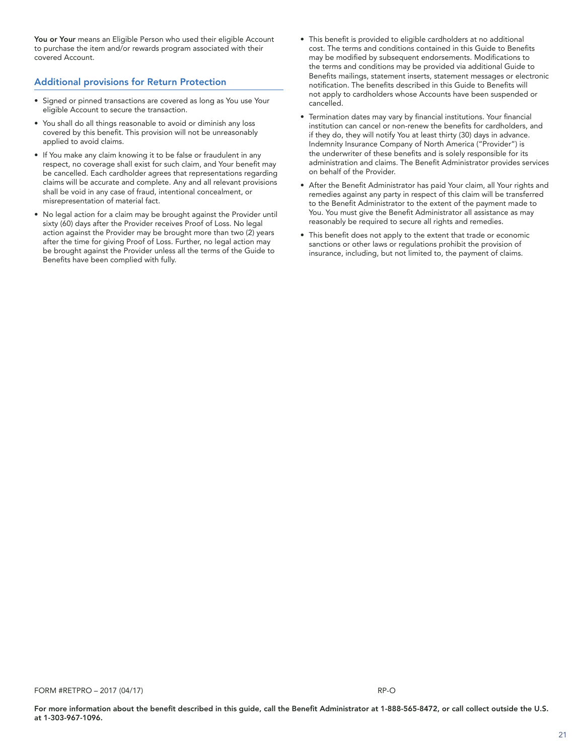**You or Your** means an Eligible Person who used their eligible Account to purchase the item and/or rewards program associated with their covered Account.

## Additional provisions for Return Protection

- Signed or pinned transactions are covered as long as You use Your eligible Account to secure the transaction.
- You shall do all things reasonable to avoid or diminish any loss covered by this benefit. This provision will not be unreasonably applied to avoid claims.
- If You make any claim knowing it to be false or fraudulent in any respect, no coverage shall exist for such claim, and Your benefit may be cancelled. Each cardholder agrees that representations regarding claims will be accurate and complete. Any and all relevant provisions shall be void in any case of fraud, intentional concealment, or misrepresentation of material fact.
- No legal action for a claim may be brought against the Provider until sixty (60) days after the Provider receives Proof of Loss. No legal action against the Provider may be brought more than two (2) years after the time for giving Proof of Loss. Further, no legal action may be brought against the Provider unless all the terms of the Guide to Benefits have been complied with fully.
- This benefit is provided to eligible cardholders at no additional cost. The terms and conditions contained in this Guide to Benefits may be modified by subsequent endorsements. Modifications to the terms and conditions may be provided via additional Guide to Benefits mailings, statement inserts, statement messages or electronic notification. The benefits described in this Guide to Benefits will not apply to cardholders whose Accounts have been suspended or cancelled.
- Termination dates may vary by financial institutions. Your financial institution can cancel or non-renew the benefits for cardholders, and if they do, they will notify You at least thirty (30) days in advance. Indemnity Insurance Company of North America ("Provider") is the underwriter of these benefits and is solely responsible for its administration and claims. The Benefit Administrator provides services on behalf of the Provider.
- After the Benefit Administrator has paid Your claim, all Your rights and remedies against any party in respect of this claim will be transferred to the Benefit Administrator to the extent of the payment made to You. You must give the Benefit Administrator all assistance as may reasonably be required to secure all rights and remedies.
- This benefit does not apply to the extent that trade or economic sanctions or other laws or regulations prohibit the provision of insurance, including, but not limited to, the payment of claims.

FORM #RETPRO – 2017 (04/17) RP-O

**For more information about the benefit described in this guide, call the Benefit Administrator at 1-888-565-8472, or call collect outside the U.S. at 1-303-967-1096.**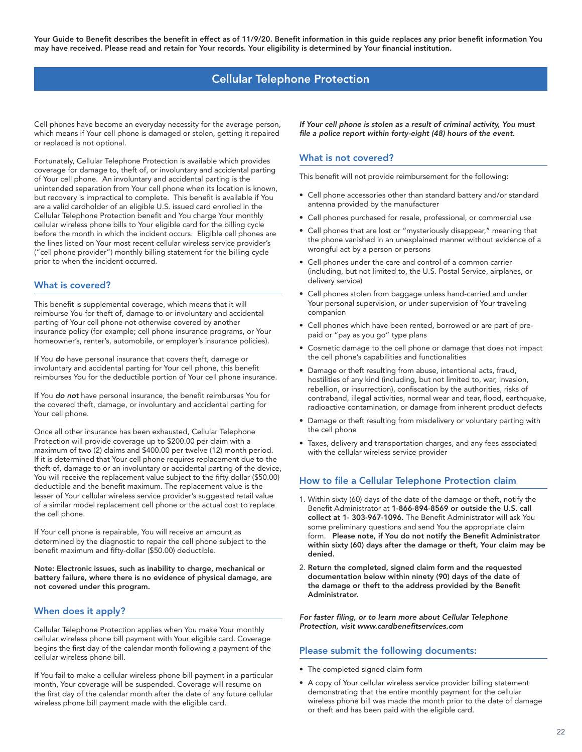**Your Guide to Benefit describes the benefit in effect as of 11/9/20. Benefit information in this guide replaces any prior benefit information You may have received. Please read and retain for Your records. Your eligibility is determined by Your financial institution.**

# Cellular Telephone Protection

Cell phones have become an everyday necessity for the average person, which means if Your cell phone is damaged or stolen, getting it repaired or replaced is not optional.

Fortunately, Cellular Telephone Protection is available which provides coverage for damage to, theft of, or involuntary and accidental parting of Your cell phone. An involuntary and accidental parting is the unintended separation from Your cell phone when its location is known, but recovery is impractical to complete. This benefit is available if You are a valid cardholder of an eligible U.S. issued card enrolled in the Cellular Telephone Protection benefit and You charge Your monthly cellular wireless phone bills to Your eligible card for the billing cycle before the month in which the incident occurs. Eligible cell phones are the lines listed on Your most recent cellular wireless service provider's ("cell phone provider") monthly billing statement for the billing cycle prior to when the incident occurred.

## What is covered?

This benefit is supplemental coverage, which means that it will reimburse You for theft of, damage to or involuntary and accidental parting of Your cell phone not otherwise covered by another insurance policy (for example; cell phone insurance programs, or Your homeowner's, renter's, automobile, or employer's insurance policies).

If You ***do*** have personal insurance that covers theft, damage or involuntary and accidental parting for Your cell phone, this benefit reimburses You for the deductible portion of Your cell phone insurance.

If You ***do not*** have personal insurance, the benefit reimburses You for the covered theft, damage, or involuntary and accidental parting for Your cell phone.

Once all other insurance has been exhausted, Cellular Telephone Protection will provide coverage up to $200.00 per claim with a maximum of two (2) claims and $400.00 per twelve (12) month period. If it is determined that Your cell phone requires replacement due to the theft of, damage to or an involuntary or accidental parting of the device, You will receive the replacement value subject to the fifty dollar ($50.00) deductible and the benefit maximum. The replacement value is the lesser of Your cellular wireless service provider's suggested retail value of a similar model replacement cell phone or the actual cost to replace the cell phone.

If Your cell phone is repairable, You will receive an amount as determined by the diagnostic to repair the cell phone subject to the benefit maximum and fifty-dollar ($50.00) deductible.

**Note: Electronic issues, such as inability to charge, mechanical or battery failure, where there is no evidence of physical damage, are not covered under this program.**

## When does it apply?

Cellular Telephone Protection applies when You make Your monthly cellular wireless phone bill payment with Your eligible card. Coverage begins the first day of the calendar month following a payment of the cellular wireless phone bill.

If You fail to make a cellular wireless phone bill payment in a particular month, Your coverage will be suspended. Coverage will resume on the first day of the calendar month after the date of any future cellular wireless phone bill payment made with the eligible card.

***If Your cell phone is stolen as a result of criminal activity, You must file a police report within forty-eight (48) hours of the event.***

## What is not covered?

This benefit will not provide reimbursement for the following:

- Cell phone accessories other than standard battery and/or standard antenna provided by the manufacturer
- Cell phones purchased for resale, professional, or commercial use
- Cell phones that are lost or "mysteriously disappear," meaning that the phone vanished in an unexplained manner without evidence of a wrongful act by a person or persons
- Cell phones under the care and control of a common carrier (including, but not limited to, the U.S. Postal Service, airplanes, or delivery service)
- Cell phones stolen from baggage unless hand-carried and under Your personal supervision, or under supervision of Your traveling companion
- Cell phones which have been rented, borrowed or are part of pre-paid or "pay as you go" type plans
- Cosmetic damage to the cell phone or damage that does not impact the cell phone's capabilities and functionalities
- Damage or theft resulting from abuse, intentional acts, fraud, hostilities of any kind (including, but not limited to, war, invasion, rebellion, or insurrection), confiscation by the authorities, risks of contraband, illegal activities, normal wear and tear, flood, earthquake, radioactive contamination, or damage from inherent product defects
- Damage or theft resulting from misdelivery or voluntary parting with the cell phone
- Taxes, delivery and transportation charges, and any fees associated with the cellular wireless service provider

## How to file a Cellular Telephone Protection claim

1. Within sixty (60) days of the date of the damage or theft, notify the Benefit Administrator at **1-866-894-8569 or outside the U.S. call collect at 1- 303-967-1096.** The Benefit Administrator will ask You some preliminary questions and send You the appropriate claim form. **Please note, if You do not notify the Benefit Administrator within sixty (60) days after the damage or theft, Your claim may be denied.**
2. **Return the completed, signed claim form and the requested documentation below within ninety (90) days of the date of the damage or theft to the address provided by the Benefit Administrator.**

*For faster filing, or to learn more about Cellular Telephone Protection, visit www.cardbenefitservices.com*

## Please submit the following documents:

- The completed signed claim form
- A copy of Your cellular wireless service provider billing statement demonstrating that the entire monthly payment for the cellular wireless phone bill was made the month prior to the date of damage or theft and has been paid with the eligible card.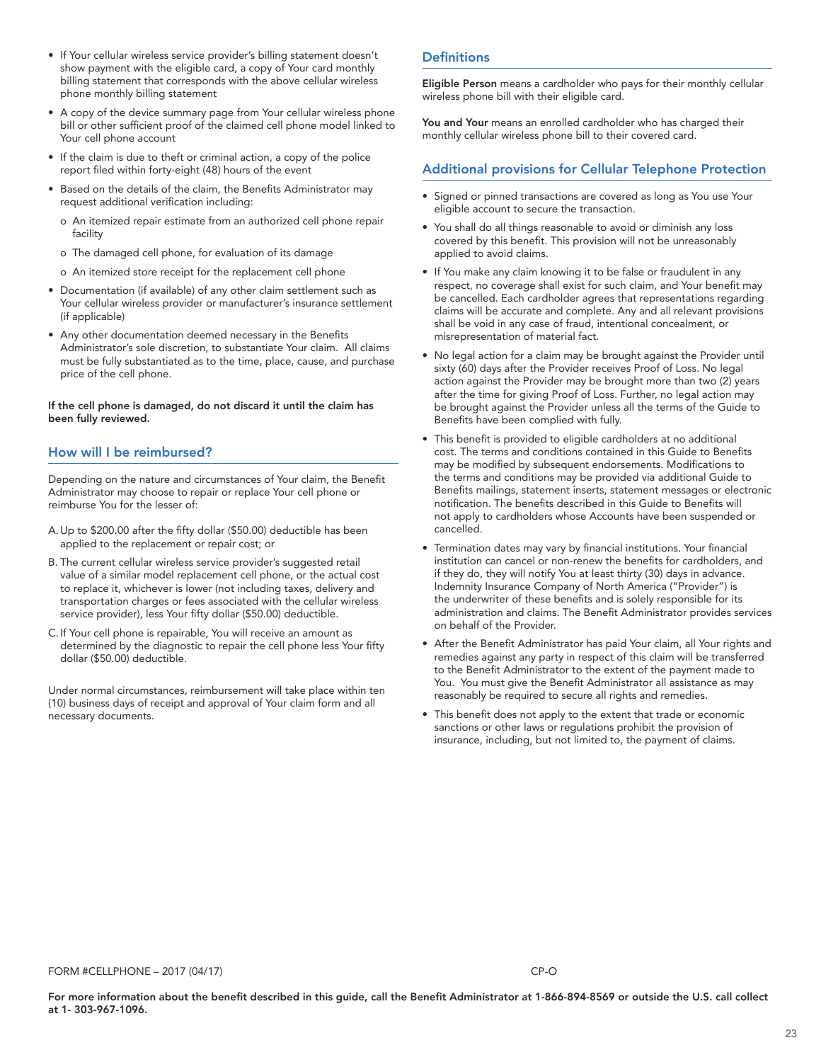- If Your cellular wireless service provider's billing statement doesn't show payment with the eligible card, a copy of Your card monthly billing statement that corresponds with the above cellular wireless phone monthly billing statement
- A copy of the device summary page from Your cellular wireless phone bill or other sufficient proof of the claimed cell phone model linked to Your cell phone account
- If the claim is due to theft or criminal action, a copy of the police report filed within forty-eight (48) hours of the event
- Based on the details of the claim, the Benefits Administrator may request additional verification including:
  - o An itemized repair estimate from an authorized cell phone repair facility
  - o The damaged cell phone, for evaluation of its damage
  - o An itemized store receipt for the replacement cell phone
- Documentation (if available) of any other claim settlement such as Your cellular wireless provider or manufacturer's insurance settlement (if applicable)
- Any other documentation deemed necessary in the Benefits Administrator's sole discretion, to substantiate Your claim. All claims must be fully substantiated as to the time, place, cause, and purchase price of the cell phone.

**If the cell phone is damaged, do not discard it until the claim has been fully reviewed.**

## How will I be reimbursed?

Depending on the nature and circumstances of Your claim, the Benefit Administrator may choose to repair or replace Your cell phone or reimburse You for the lesser of:

A. Up to $200.00 after the fifty dollar ($50.00) deductible has been applied to the replacement or repair cost; or

B. The current cellular wireless service provider's suggested retail value of a similar model replacement cell phone, or the actual cost to replace it, whichever is lower (not including taxes, delivery and transportation charges or fees associated with the cellular wireless service provider), less Your fifty dollar ($50.00) deductible.

C. If Your cell phone is repairable, You will receive an amount as determined by the diagnostic to repair the cell phone less Your fifty dollar ($50.00) deductible.

Under normal circumstances, reimbursement will take place within ten (10) business days of receipt and approval of Your claim form and all necessary documents.

## Definitions

**Eligible Person** means a cardholder who pays for their monthly cellular wireless phone bill with their eligible card.

**You and Your** means an enrolled cardholder who has charged their monthly cellular wireless phone bill to their covered card.

## Additional provisions for Cellular Telephone Protection

- Signed or pinned transactions are covered as long as You use Your eligible account to secure the transaction.
- You shall do all things reasonable to avoid or diminish any loss covered by this benefit. This provision will not be unreasonably applied to avoid claims.
- If You make any claim knowing it to be false or fraudulent in any respect, no coverage shall exist for such claim, and Your benefit may be cancelled. Each cardholder agrees that representations regarding claims will be accurate and complete. Any and all relevant provisions shall be void in any case of fraud, intentional concealment, or misrepresentation of material fact.
- No legal action for a claim may be brought against the Provider until sixty (60) days after the Provider receives Proof of Loss. No legal action against the Provider may be brought more than two (2) years after the time for giving Proof of Loss. Further, no legal action may be brought against the Provider unless all the terms of the Guide to Benefits have been complied with fully.
- This benefit is provided to eligible cardholders at no additional cost. The terms and conditions contained in this Guide to Benefits may be modified by subsequent endorsements. Modifications to the terms and conditions may be provided via additional Guide to Benefits mailings, statement inserts, statement messages or electronic notification. The benefits described in this Guide to Benefits will not apply to cardholders whose Accounts have been suspended or cancelled.
- Termination dates may vary by financial institutions. Your financial institution can cancel or non-renew the benefits for cardholders, and if they do, they will notify You at least thirty (30) days in advance. Indemnity Insurance Company of North America ("Provider") is the underwriter of these benefits and is solely responsible for its administration and claims. The Benefit Administrator provides services on behalf of the Provider.
- After the Benefit Administrator has paid Your claim, all Your rights and remedies against any party in respect of this claim will be transferred to the Benefit Administrator to the extent of the payment made to You. You must give the Benefit Administrator all assistance as may reasonably be required to secure all rights and remedies.
- This benefit does not apply to the extent that trade or economic sanctions or other laws or regulations prohibit the provision of insurance, including, but not limited to, the payment of claims.

FORM #CELLPHONE – 2017 (04/17) CP-O

**For more information about the benefit described in this guide, call the Benefit Administrator at 1-866-894-8569 or outside the U.S. call collect at 1- 303-967-1096.**